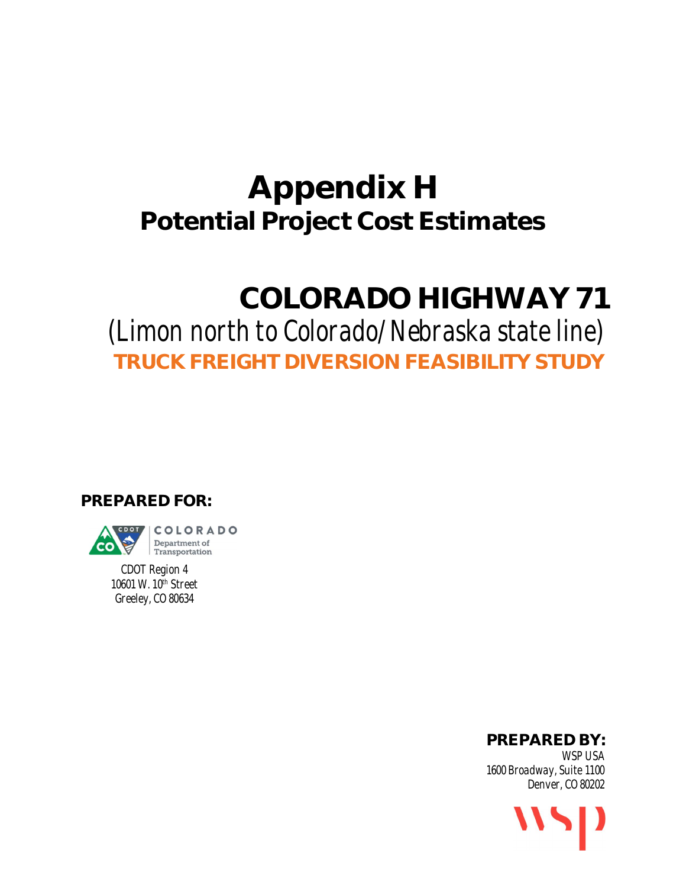# Appendix H

## Potential Project Cost Estimates

# COLORADO HIGHWAY 71

*(Limon north to Colorado/Nebraska state line)*

**TRUCK FREIGHT DIVERSION FEASIBILITY STUDY**

**PREPARED FOR:**

COLORADO Department of Transportation

*CDOT Region 4*
*10601 W. 10th Street*
*Greeley, CO 80634*

**PREPARED BY:**

*WSP USA*
*1600 Broadway, Suite 1100*
*Denver, CO 80202*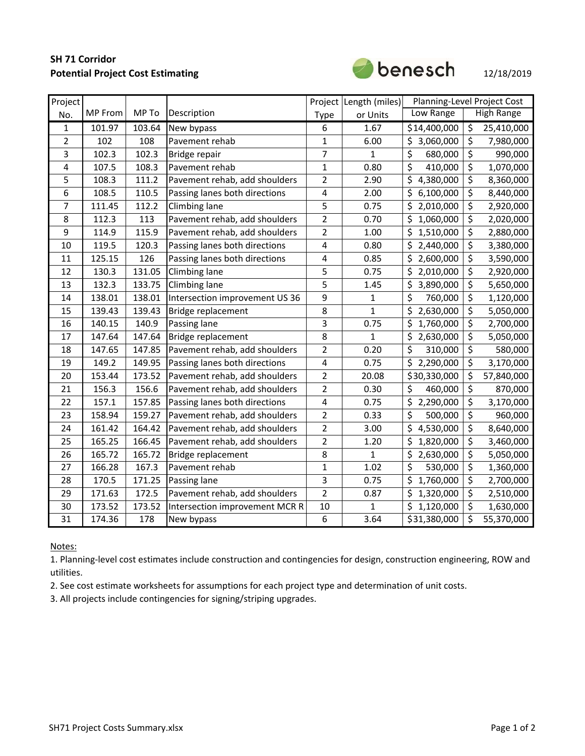**SH 71 Corridor**
**Potential Project Cost Estimating**

benesch

12/18/2019

| Project No. | MP From | MP To | Description | Project Type | Length (miles) or Units | Planning-Level Project Cost | |
|---|---|---|---|---|---|---|---|
| | | | | | | Low Range | High Range |
| 1 | 101.97 | 103.64 | New bypass | 6 | 1.67 | $14,400,000 | $ 25,410,000 |
| 2 | 102 | 108 | Pavement rehab | 1 | 6.00 | $ 3,060,000 | $ 7,980,000 |
| 3 | 102.3 | 102.3 | Bridge repair | 7 | 1 | $ 680,000 | $ 990,000 |
| 4 | 107.5 | 108.3 | Pavement rehab | 1 | 0.80 | $ 410,000 | $ 1,070,000 |
| 5 | 108.3 | 111.2 | Pavement rehab, add shoulders | 2 | 2.90 | $ 4,380,000 | $ 8,360,000 |
| 6 | 108.5 | 110.5 | Passing lanes both directions | 4 | 2.00 | $ 6,100,000 | $ 8,440,000 |
| 7 | 111.45 | 112.2 | Climbing lane | 5 | 0.75 | $ 2,010,000 | $ 2,920,000 |
| 8 | 112.3 | 113 | Pavement rehab, add shoulders | 2 | 0.70 | $ 1,060,000 | $ 2,020,000 |
| 9 | 114.9 | 115.9 | Pavement rehab, add shoulders | 2 | 1.00 | $ 1,510,000 | $ 2,880,000 |
| 10 | 119.5 | 120.3 | Passing lanes both directions | 4 | 0.80 | $ 2,440,000 | $ 3,380,000 |
| 11 | 125.15 | 126 | Passing lanes both directions | 4 | 0.85 | $ 2,600,000 | $ 3,590,000 |
| 12 | 130.3 | 131.05 | Climbing lane | 5 | 0.75 | $ 2,010,000 | $ 2,920,000 |
| 13 | 132.3 | 133.75 | Climbing lane | 5 | 1.45 | $ 3,890,000 | $ 5,650,000 |
| 14 | 138.01 | 138.01 | Intersection improvement US 36 | 9 | 1 | $ 760,000 | $ 1,120,000 |
| 15 | 139.43 | 139.43 | Bridge replacement | 8 | 1 | $ 2,630,000 | $ 5,050,000 |
| 16 | 140.15 | 140.9 | Passing lane | 3 | 0.75 | $ 1,760,000 | $ 2,700,000 |
| 17 | 147.64 | 147.64 | Bridge replacement | 8 | 1 | $ 2,630,000 | $ 5,050,000 |
| 18 | 147.65 | 147.85 | Pavement rehab, add shoulders | 2 | 0.20 | $ 310,000 | $ 580,000 |
| 19 | 149.2 | 149.95 | Passing lanes both directions | 4 | 0.75 | $ 2,290,000 | $ 3,170,000 |
| 20 | 153.44 | 173.52 | Pavement rehab, add shoulders | 2 | 20.08 | $30,330,000 | $ 57,840,000 |
| 21 | 156.3 | 156.6 | Pavement rehab, add shoulders | 2 | 0.30 | $ 460,000 | $ 870,000 |
| 22 | 157.1 | 157.85 | Passing lanes both directions | 4 | 0.75 | $ 2,290,000 | $ 3,170,000 |
| 23 | 158.94 | 159.27 | Pavement rehab, add shoulders | 2 | 0.33 | $ 500,000 | $ 960,000 |
| 24 | 161.42 | 164.42 | Pavement rehab, add shoulders | 2 | 3.00 | $ 4,530,000 | $ 8,640,000 |
| 25 | 165.25 | 166.45 | Pavement rehab, add shoulders | 2 | 1.20 | $ 1,820,000 | $ 3,460,000 |
| 26 | 165.72 | 165.72 | Bridge replacement | 8 | 1 | $ 2,630,000 | $ 5,050,000 |
| 27 | 166.28 | 167.3 | Pavement rehab | 1 | 1.02 | $ 530,000 | $ 1,360,000 |
| 28 | 170.5 | 171.25 | Passing lane | 3 | 0.75 | $ 1,760,000 | $ 2,700,000 |
| 29 | 171.63 | 172.5 | Pavement rehab, add shoulders | 2 | 0.87 | $ 1,320,000 | $ 2,510,000 |
| 30 | 173.52 | 173.52 | Intersection improvement MCR R | 10 | 1 | $ 1,120,000 | $ 1,630,000 |
| 31 | 174.36 | 178 | New bypass | 6 | 3.64 | $31,380,000 | $ 55,370,000 |

Notes:

1. Planning-level cost estimates include construction and contingencies for design, construction engineering, ROW and utilities.
2. See cost estimate worksheets for assumptions for each project type and determination of unit costs.
3. All projects include contingencies for signing/striping upgrades.

SH71 Project Costs Summary.xlsx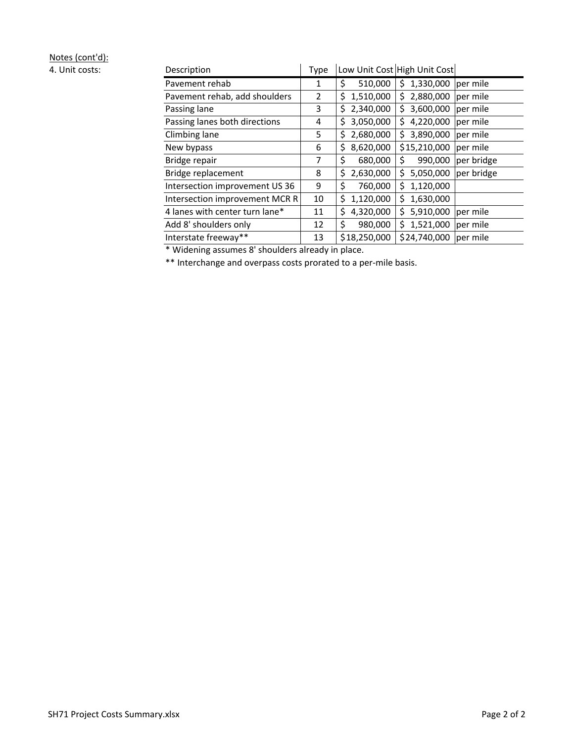Notes (cont'd):

4. Unit costs:

| Description | Type | Low Unit Cost | High Unit Cost | |
|---|---|---|---|---|
| Pavement rehab | 1 | $ 510,000 | $ 1,330,000 | per mile |
| Pavement rehab, add shoulders | 2 | $ 1,510,000 | $ 2,880,000 | per mile |
| Passing lane | 3 | $ 2,340,000 | $ 3,600,000 | per mile |
| Passing lanes both directions | 4 | $ 3,050,000 | $ 4,220,000 | per mile |
| Climbing lane | 5 | $ 2,680,000 | $ 3,890,000 | per mile |
| New bypass | 6 | $ 8,620,000 | $15,210,000 | per mile |
| Bridge repair | 7 | $ 680,000 | $ 990,000 | per bridge |
| Bridge replacement | 8 | $ 2,630,000 | $ 5,050,000 | per bridge |
| Intersection improvement US 36 | 9 | $ 760,000 | $ 1,120,000 | |
| Intersection improvement MCR R | 10 | $ 1,120,000 | $ 1,630,000 | |
| 4 lanes with center turn lane* | 11 | $ 4,320,000 | $ 5,910,000 | per mile |
| Add 8' shoulders only | 12 | $ 980,000 | $ 1,521,000 | per mile |
| Interstate freeway** | 13 | $18,250,000 | $24,740,000 | per mile |

* Widening assumes 8' shoulders already in place.

** Interchange and overpass costs prorated to a per-mile basis.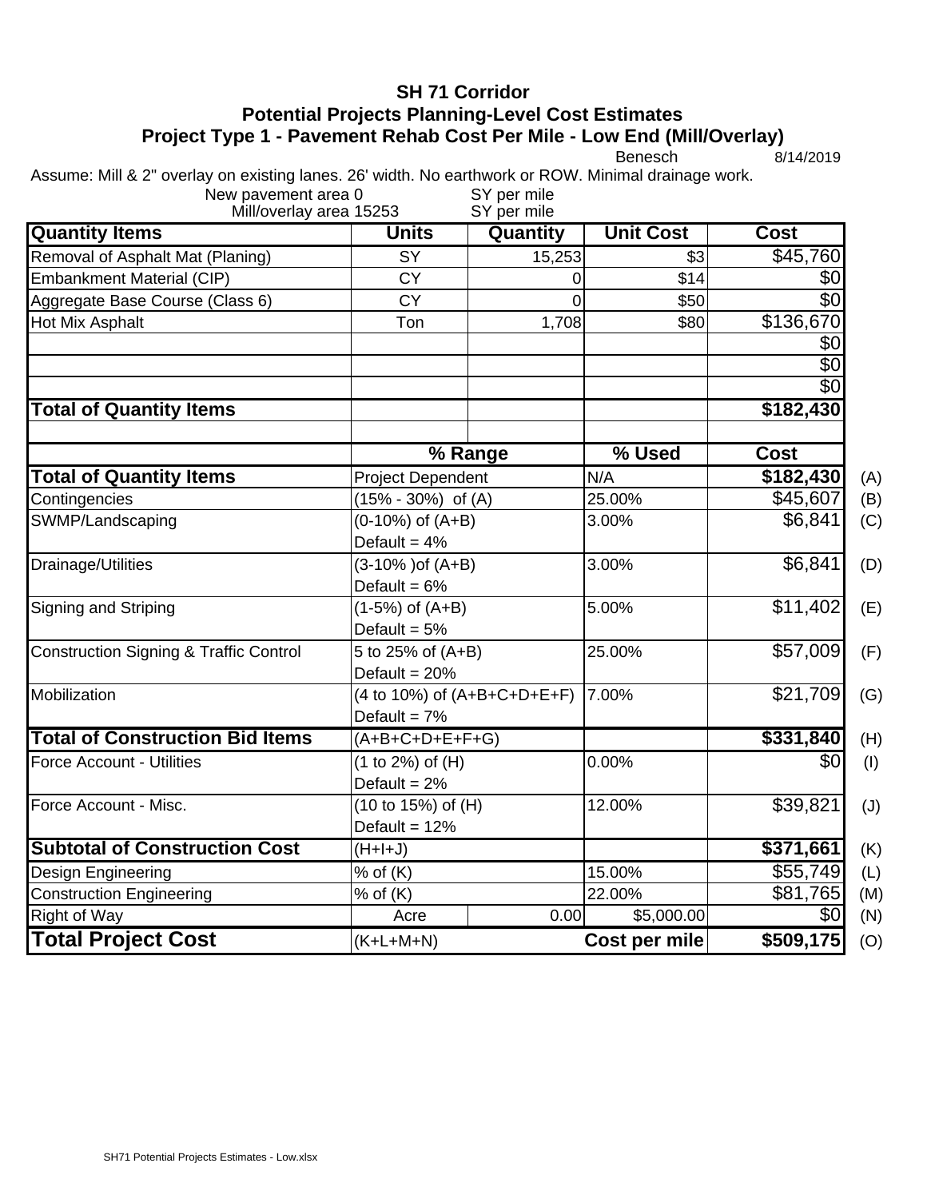# SH 71 Corridor
## Potential Projects Planning-Level Cost Estimates
## Project Type 1 - Pavement Rehab Cost Per Mile - Low End (Mill/Overlay)

Benesch 8/14/2019

Assume: Mill & 2" overlay on existing lanes. 26' width. No earthwork or ROW. Minimal drainage work.

New pavement area 0 SY per mile
Mill/overlay area 15253 SY per mile

| Quantity Items | Units | Quantity | Unit Cost | Cost |
|---|---|---|---|---|
| Removal of Asphalt Mat (Planing) | SY | 15,253 | $3 | $45,760 |
| Embankment Material (CIP) | CY | 0 | $14 | $0 |
| Aggregate Base Course (Class 6) | CY | 0 | $50 | $0 |
| Hot Mix Asphalt | Ton | 1,708 | $80 | $136,670 |
| | | | | $0 |
| | | | | $0 |
| | | | | $0 |
| **Total of Quantity Items** | | | | **$182,430** |

| | % Range | | % Used | Cost | |
|---|---|---|---|---|---|
| **Total of Quantity Items** | Project Dependent | | N/A | **$182,430** | (A) |
| Contingencies | (15% - 30%) of (A) | | 25.00% | $45,607 | (B) |
| SWMP/Landscaping | (0-10%) of (A+B) Default = 4% | | 3.00% | $6,841 | (C) |
| Drainage/Utilities | (3-10% )of (A+B) Default = 6% | | 3.00% | $6,841 | (D) |
| Signing and Striping | (1-5%) of (A+B) Default = 5% | | 5.00% | $11,402 | (E) |
| Construction Signing & Traffic Control | 5 to 25% of (A+B) Default = 20% | | 25.00% | $57,009 | (F) |
| Mobilization | (4 to 10%) of (A+B+C+D+E+F) Default = 7% | | 7.00% | $21,709 | (G) |
| **Total of Construction Bid Items** | (A+B+C+D+E+F+G) | | | **$331,840** | (H) |
| Force Account - Utilities | (1 to 2%) of (H) Default = 2% | | 0.00% | $0 | (I) |
| Force Account - Misc. | (10 to 15%) of (H) Default = 12% | | 12.00% | $39,821 | (J) |
| **Subtotal of Construction Cost** | (H+I+J) | | | **$371,661** | (K) |
| Design Engineering | % of (K) | | 15.00% | $55,749 | (L) |
| Construction Engineering | % of (K) | | 22.00% | $81,765 | (M) |
| Right of Way | Acre | 0.00 | $5,000.00 | $0 | (N) |
| **Total Project Cost** | (K+L+M+N) | | **Cost per mile** | **$509,175** | (O) |

SH71 Potential Projects Estimates - Low.xlsx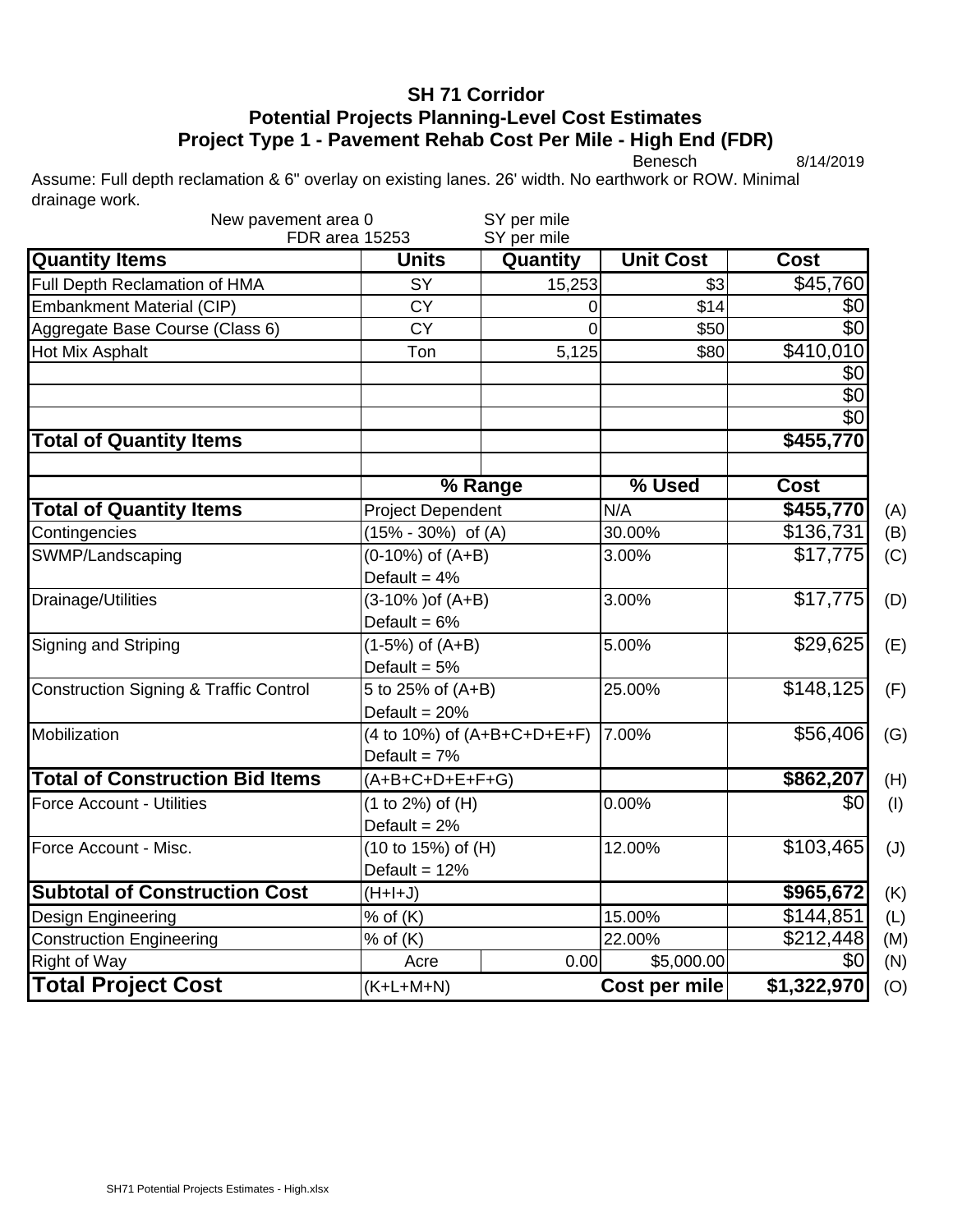# SH 71 Corridor

## Potential Projects Planning-Level Cost Estimates

## Project Type 1 - Pavement Rehab Cost Per Mile - High End (FDR)

Benesch 8/14/2019

Assume: Full depth reclamation & 6" overlay on existing lanes. 26' width. No earthwork or ROW. Minimal drainage work.

New pavement area 0 SY per mile
FDR area 15253 SY per mile

| Quantity Items | Units | Quantity | Unit Cost | Cost |
|---|---|---|---|---|
| Full Depth Reclamation of HMA | SY | 15,253 | $3 | $45,760 |
| Embankment Material (CIP) | CY | 0 | $14 | $0 |
| Aggregate Base Course (Class 6) | CY | 0 | $50 | $0 |
| Hot Mix Asphalt | Ton | 5,125 | $80 | $410,010 |
| | | | | $0 |
| | | | | $0 |
| | | | | $0 |
| **Total of Quantity Items** | | | | **$455,770** |

| | % Range | | % Used | Cost | |
|---|---|---|---|---|---|
| **Total of Quantity Items** | Project Dependent | | N/A | **$455,770** | (A) |
| Contingencies | (15% - 30%) of (A) | | 30.00% | $136,731 | (B) |
| SWMP/Landscaping | (0-10%) of (A+B)<br>Default = 4% | | 3.00% | $17,775 | (C) |
| Drainage/Utilities | (3-10% )of (A+B)<br>Default = 6% | | 3.00% | $17,775 | (D) |
| Signing and Striping | (1-5%) of (A+B)<br>Default = 5% | | 5.00% | $29,625 | (E) |
| Construction Signing & Traffic Control | 5 to 25% of (A+B)<br>Default = 20% | | 25.00% | $148,125 | (F) |
| Mobilization | (4 to 10%) of (A+B+C+D+E+F)<br>Default = 7% | | 7.00% | $56,406 | (G) |
| **Total of Construction Bid Items** | (A+B+C+D+E+F+G) | | | **$862,207** | (H) |
| Force Account - Utilities | (1 to 2%) of (H)<br>Default = 2% | | 0.00% | $0 | (I) |
| Force Account - Misc. | (10 to 15%) of (H)<br>Default = 12% | | 12.00% | $103,465 | (J) |
| **Subtotal of Construction Cost** | (H+I+J) | | | **$965,672** | (K) |
| Design Engineering | % of (K) | | 15.00% | $144,851 | (L) |
| Construction Engineering | % of (K) | | 22.00% | $212,448 | (M) |
| Right of Way | Acre | 0.00 | $5,000.00 | $0 | (N) |
| **Total Project Cost** | (K+L+M+N) | | **Cost per mile** | **$1,322,970** | (O) |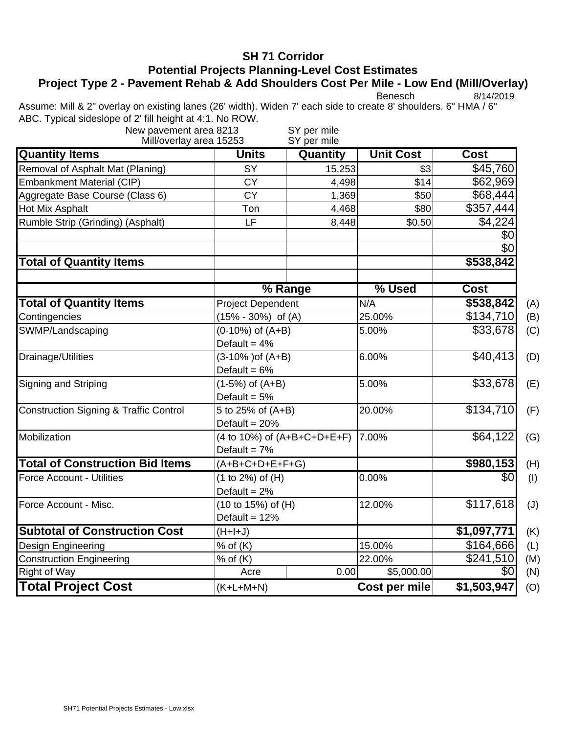# SH 71 Corridor

## Potential Projects Planning-Level Cost Estimates

### Project Type 2 - Pavement Rehab & Add Shoulders Cost Per Mile - Low End (Mill/Overlay)

Benesch 8/14/2019

Assume: Mill & 2" overlay on existing lanes (26' width). Widen 7' each side to create 8' shoulders. 6" HMA / 6" ABC. Typical sideslope of 2' fill height at 4:1. No ROW.

New pavement area 8213 SY per mile
Mill/overlay area 15253 SY per mile

| Quantity Items | Units | Quantity | Unit Cost | Cost |
|---|---|---|---|---|
| Removal of Asphalt Mat (Planing) | SY | 15,253 | $3 | $45,760 |
| Embankment Material (CIP) | CY | 4,498 | $14 | $62,969 |
| Aggregate Base Course (Class 6) | CY | 1,369 | $50 | $68,444 |
| Hot Mix Asphalt | Ton | 4,468 | $80 | $357,444 |
| Rumble Strip (Grinding) (Asphalt) | LF | 8,448 | $0.50 | $4,224 |
| | | | | $0 |
| | | | | $0 |
| **Total of Quantity Items** | | | | **$538,842** |

| | % Range | % Used | Cost | |
|---|---|---|---|---|
| **Total of Quantity Items** | Project Dependent | N/A | **$538,842** | (A) |
| Contingencies | (15% - 30%) of (A) | 25.00% | $134,710 | (B) |
| SWMP/Landscaping | (0-10%) of (A+B) Default = 4% | 5.00% | $33,678 | (C) |
| Drainage/Utilities | (3-10% )of (A+B) Default = 6% | 6.00% | $40,413 | (D) |
| Signing and Striping | (1-5%) of (A+B) Default = 5% | 5.00% | $33,678 | (E) |
| Construction Signing & Traffic Control | 5 to 25% of (A+B) Default = 20% | 20.00% | $134,710 | (F) |
| Mobilization | (4 to 10%) of (A+B+C+D+E+F) Default = 7% | 7.00% | $64,122 | (G) |
| **Total of Construction Bid Items** | (A+B+C+D+E+F+G) | | **$980,153** | (H) |
| Force Account - Utilities | (1 to 2%) of (H) Default = 2% | 0.00% | $0 | (I) |
| Force Account - Misc. | (10 to 15%) of (H) Default = 12% | 12.00% | $117,618 | (J) |
| **Subtotal of Construction Cost** | (H+I+J) | | **$1,097,771** | (K) |
| Design Engineering | % of (K) | 15.00% | $164,666 | (L) |
| Construction Engineering | % of (K) | 22.00% | $241,510 | (M) |
| Right of Way | Acre 0.00 | $5,000.00 | $0 | (N) |
| **Total Project Cost** | (K+L+M+N) | **Cost per mile** | **$1,503,947** | (O) |

SH71 Potential Projects Estimates - Low.xlsx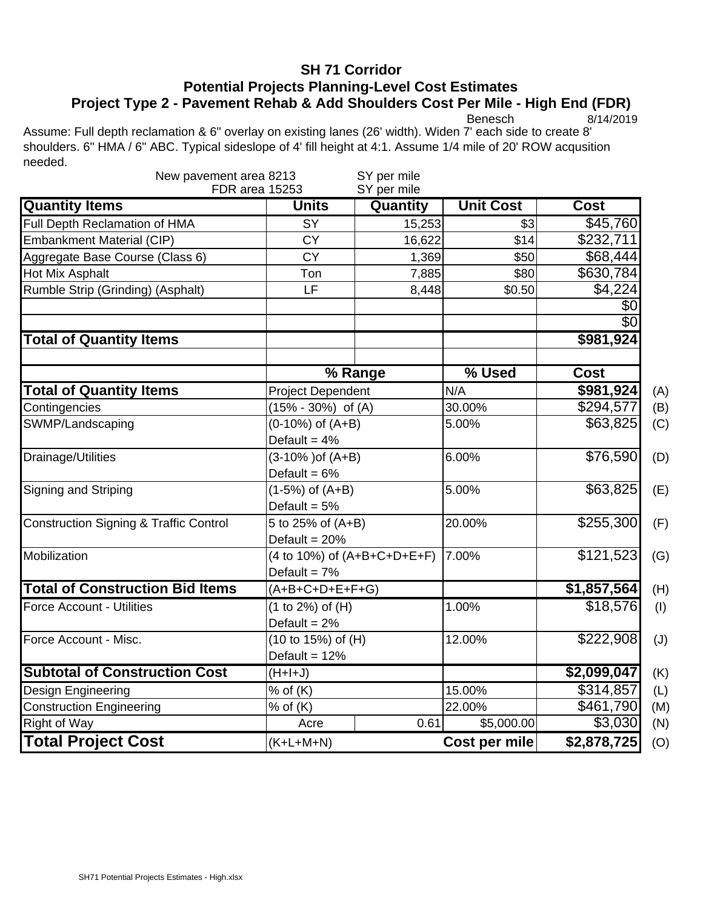# SH 71 Corridor

## Potential Projects Planning-Level Cost Estimates

### Project Type 2 - Pavement Rehab & Add Shoulders Cost Per Mile - High End (FDR)

Benesch 8/14/2019

Assume: Full depth reclamation & 6" overlay on existing lanes (26' width). Widen 7' each side to create 8' shoulders. 6" HMA / 6" ABC. Typical sideslope of 4' fill height at 4:1. Assume 1/4 mile of 20' ROW acqusition needed.

New pavement area 8213 SY per mile
FDR area 15253 SY per mile

| Quantity Items | Units | Quantity | Unit Cost | Cost | |
|---|---|---|---|---|---|
| Full Depth Reclamation of HMA | SY | 15,253 | $3 | $45,760 | |
| Embankment Material (CIP) | CY | 16,622 | $14 | $232,711 | |
| Aggregate Base Course (Class 6) | CY | 1,369 | $50 | $68,444 | |
| Hot Mix Asphalt | Ton | 7,885 | $80 | $630,784 | |
| Rumble Strip (Grinding) (Asphalt) | LF | 8,448 | $0.50 | $4,224 | |
| | | | | $0 | |
| | | | | $0 | |
| **Total of Quantity Items** | | | | **$981,924** | |
| | | | | | |
| | **% Range** | | **% Used** | **Cost** | |
| **Total of Quantity Items** | Project Dependent | | N/A | **$981,924** | (A) |
| Contingencies | (15% - 30%) of (A) | | 30.00% | $294,577 | (B) |
| SWMP/Landscaping | (0-10%) of (A+B) Default = 4% | | 5.00% | $63,825 | (C) |
| Drainage/Utilities | (3-10% )of (A+B) Default = 6% | | 6.00% | $76,590 | (D) |
| Signing and Striping | (1-5%) of (A+B) Default = 5% | | 5.00% | $63,825 | (E) |
| Construction Signing & Traffic Control | 5 to 25% of (A+B) Default = 20% | | 20.00% | $255,300 | (F) |
| Mobilization | (4 to 10%) of (A+B+C+D+E+F) Default = 7% | | 7.00% | $121,523 | (G) |
| **Total of Construction Bid Items** | (A+B+C+D+E+F+G) | | | **$1,857,564** | (H) |
| Force Account - Utilities | (1 to 2%) of (H) Default = 2% | | 1.00% | $18,576 | (I) |
| Force Account - Misc. | (10 to 15%) of (H) Default = 12% | | 12.00% | $222,908 | (J) |
| **Subtotal of Construction Cost** | (H+I+J) | | | **$2,099,047** | (K) |
| Design Engineering | % of (K) | | 15.00% | $314,857 | (L) |
| Construction Engineering | % of (K) | | 22.00% | $461,790 | (M) |
| Right of Way | Acre | 0.61 | $5,000.00 | $3,030 | (N) |
| **Total Project Cost** | (K+L+M+N) | | **Cost per mile** | **$2,878,725** | (O) |

SH71 Potential Projects Estimates - High.xlsx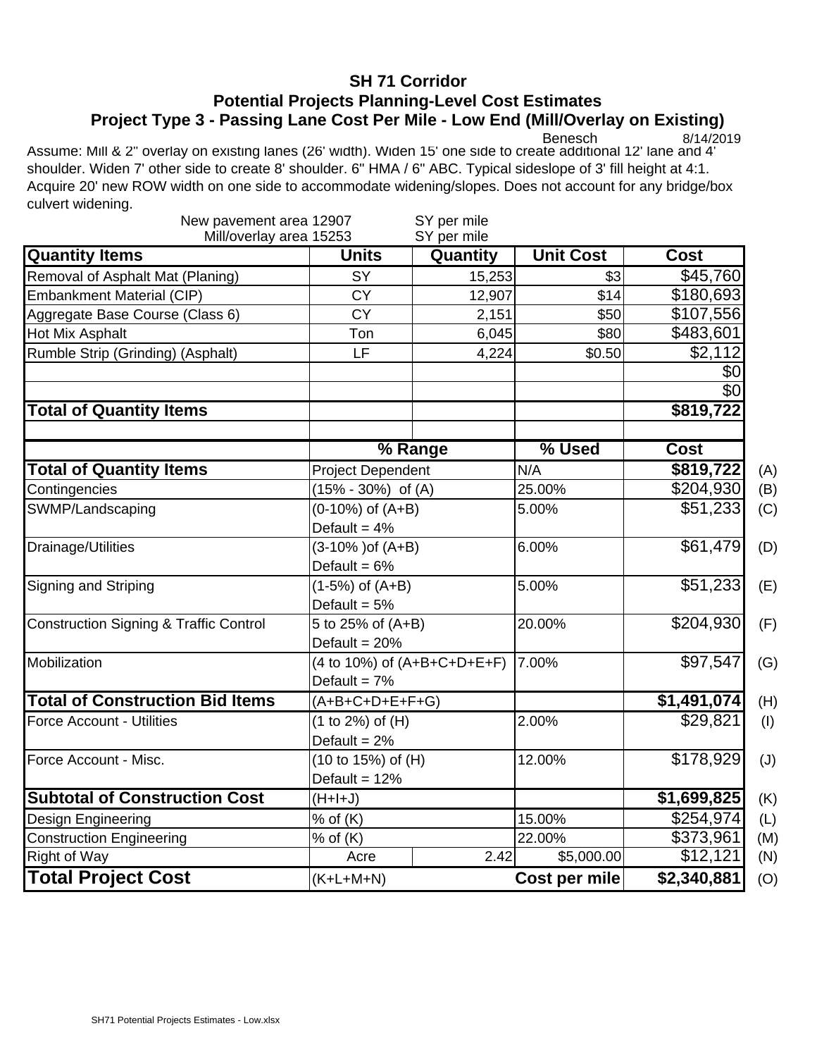# SH 71 Corridor
## Potential Projects Planning-Level Cost Estimates
### Project Type 3 - Passing Lane Cost Per Mile - Low End (Mill/Overlay on Existing)

Benesch 8/14/2019

Assume: Mill & 2" overlay on existing lanes (26' width). Widen 15' one side to create additional 12' lane and 4' shoulder. Widen 7' other side to create 8' shoulder. 6" HMA / 6" ABC. Typical sideslope of 3' fill height at 4:1. Acquire 20' new ROW width on one side to accommodate widening/slopes. Does not account for any bridge/box culvert widening.

New pavement area 12907 SY per mile
Mill/overlay area 15253 SY per mile

| Quantity Items | Units | Quantity | Unit Cost | Cost | |
|---|---|---|---|---|---|
| Removal of Asphalt Mat (Planing) | SY | 15,253 | $3 | $45,760 | |
| Embankment Material (CIP) | CY | 12,907 | $14 | $180,693 | |
| Aggregate Base Course (Class 6) | CY | 2,151 | $50 | $107,556 | |
| Hot Mix Asphalt | Ton | 6,045 | $80 | $483,601 | |
| Rumble Strip (Grinding) (Asphalt) | LF | 4,224 | $0.50 | $2,112 | |
| | | | | $0 | |
| | | | | $0 | |
| **Total of Quantity Items** | | | | **$819,722** | |
| | | | | | |
| | **% Range** | | **% Used** | **Cost** | |
| **Total of Quantity Items** | Project Dependent | | N/A | **$819,722** | (A) |
| Contingencies | (15% - 30%) of (A) | | 25.00% | $204,930 | (B) |
| SWMP/Landscaping | (0-10%) of (A+B) Default = 4% | | 5.00% | $51,233 | (C) |
| Drainage/Utilities | (3-10% )of (A+B) Default = 6% | | 6.00% | $61,479 | (D) |
| Signing and Striping | (1-5%) of (A+B) Default = 5% | | 5.00% | $51,233 | (E) |
| Construction Signing & Traffic Control | 5 to 25% of (A+B) Default = 20% | | 20.00% | $204,930 | (F) |
| Mobilization | (4 to 10%) of (A+B+C+D+E+F) Default = 7% | | 7.00% | $97,547 | (G) |
| **Total of Construction Bid Items** | (A+B+C+D+E+F+G) | | | **$1,491,074** | (H) |
| Force Account - Utilities | (1 to 2%) of (H) Default = 2% | | 2.00% | $29,821 | (I) |
| Force Account - Misc. | (10 to 15%) of (H) Default = 12% | | 12.00% | $178,929 | (J) |
| **Subtotal of Construction Cost** | (H+I+J) | | | **$1,699,825** | (K) |
| Design Engineering | % of (K) | | 15.00% | $254,974 | (L) |
| Construction Engineering | % of (K) | | 22.00% | $373,961 | (M) |
| Right of Way | Acre | 2.42 | $5,000.00 | $12,121 | (N) |
| **Total Project Cost** | (K+L+M+N) | | **Cost per mile** | **$2,340,881** | (O) |

SH71 Potential Projects Estimates - Low.xlsx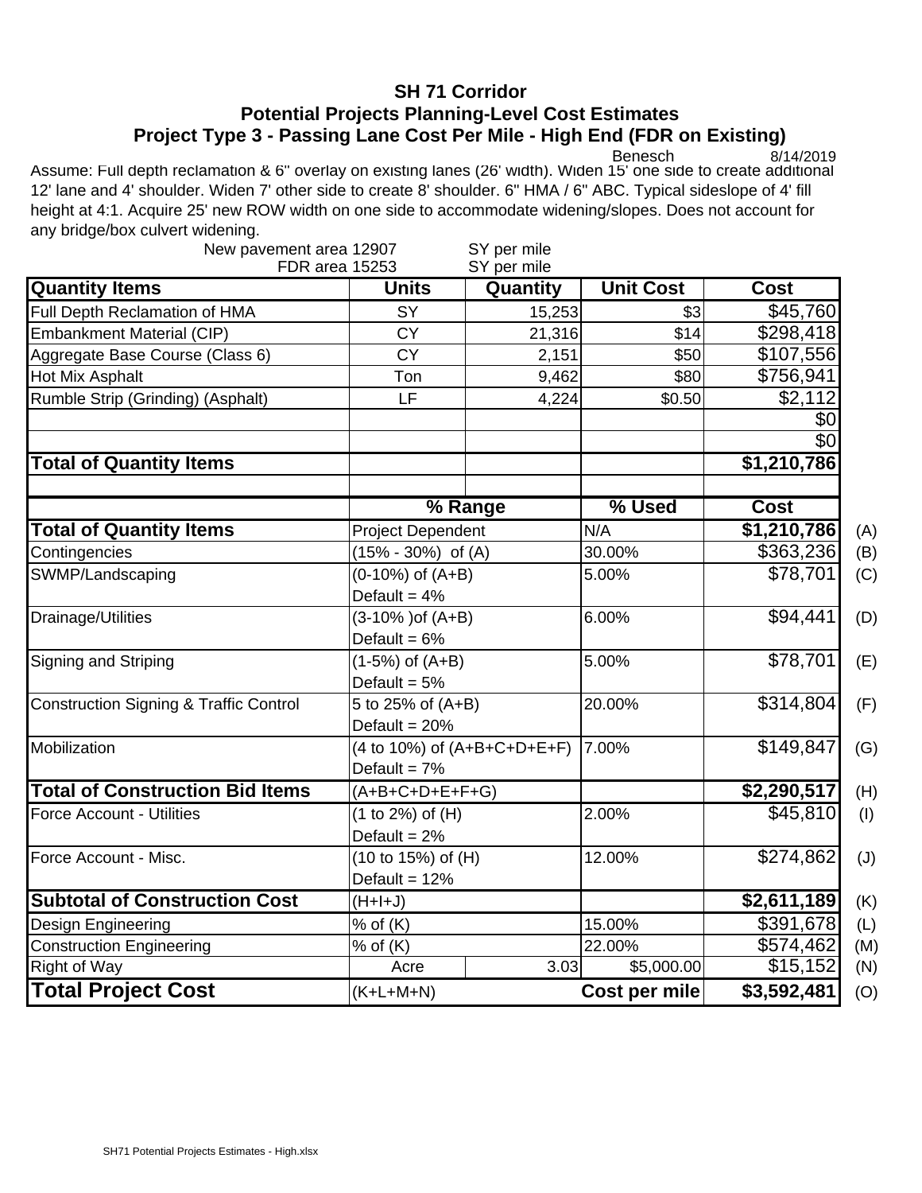## SH 71 Corridor
## Potential Projects Planning-Level Cost Estimates
## Project Type 3 - Passing Lane Cost Per Mile - High End (FDR on Existing)

Benesch 8/14/2019

Assume: Full depth reclamation & 6" overlay on existing lanes (26' width). Widen 15' one side to create additional 12' lane and 4' shoulder. Widen 7' other side to create 8' shoulder. 6" HMA / 6" ABC. Typical sideslope of 4' fill height at 4:1. Acquire 25' new ROW width on one side to accommodate widening/slopes. Does not account for any bridge/box culvert widening.

New pavement area 12907 SY per mile
FDR area 15253 SY per mile

| Quantity Items | Units | Quantity | Unit Cost | Cost | |
|---|---|---|---|---|---|
| Full Depth Reclamation of HMA | SY | 15,253 | $3 | $45,760 | |
| Embankment Material (CIP) | CY | 21,316 | $14 | $298,418 | |
| Aggregate Base Course (Class 6) | CY | 2,151 | $50 | $107,556 | |
| Hot Mix Asphalt | Ton | 9,462 | $80 | $756,941 | |
| Rumble Strip (Grinding) (Asphalt) | LF | 4,224 | $0.50 | $2,112 | |
| | | | | $0 | |
| | | | | $0 | |
| **Total of Quantity Items** | | | | **$1,210,786** | |
| | | | | | |
| | **% Range** | | **% Used** | **Cost** | |
| **Total of Quantity Items** | Project Dependent | | N/A | **$1,210,786** | (A) |
| Contingencies | (15% - 30%) of (A) | | 30.00% | $363,236 | (B) |
| SWMP/Landscaping | (0-10%) of (A+B) Default = 4% | | 5.00% | $78,701 | (C) |
| Drainage/Utilities | (3-10% )of (A+B) Default = 6% | | 6.00% | $94,441 | (D) |
| Signing and Striping | (1-5%) of (A+B) Default = 5% | | 5.00% | $78,701 | (E) |
| Construction Signing & Traffic Control | 5 to 25% of (A+B) Default = 20% | | 20.00% | $314,804 | (F) |
| Mobilization | (4 to 10%) of (A+B+C+D+E+F) Default = 7% | | 7.00% | $149,847 | (G) |
| **Total of Construction Bid Items** | (A+B+C+D+E+F+G) | | | **$2,290,517** | (H) |
| Force Account - Utilities | (1 to 2%) of (H) Default = 2% | | 2.00% | $45,810 | (I) |
| Force Account - Misc. | (10 to 15%) of (H) Default = 12% | | 12.00% | $274,862 | (J) |
| **Subtotal of Construction Cost** | (H+I+J) | | | **$2,611,189** | (K) |
| Design Engineering | % of (K) | | 15.00% | $391,678 | (L) |
| Construction Engineering | % of (K) | | 22.00% | $574,462 | (M) |
| Right of Way | Acre | 3.03 | $5,000.00 | $15,152 | (N) |
| **Total Project Cost** | (K+L+M+N) | | **Cost per mile** | **$3,592,481** | (O) |

SH71 Potential Projects Estimates - High.xlsx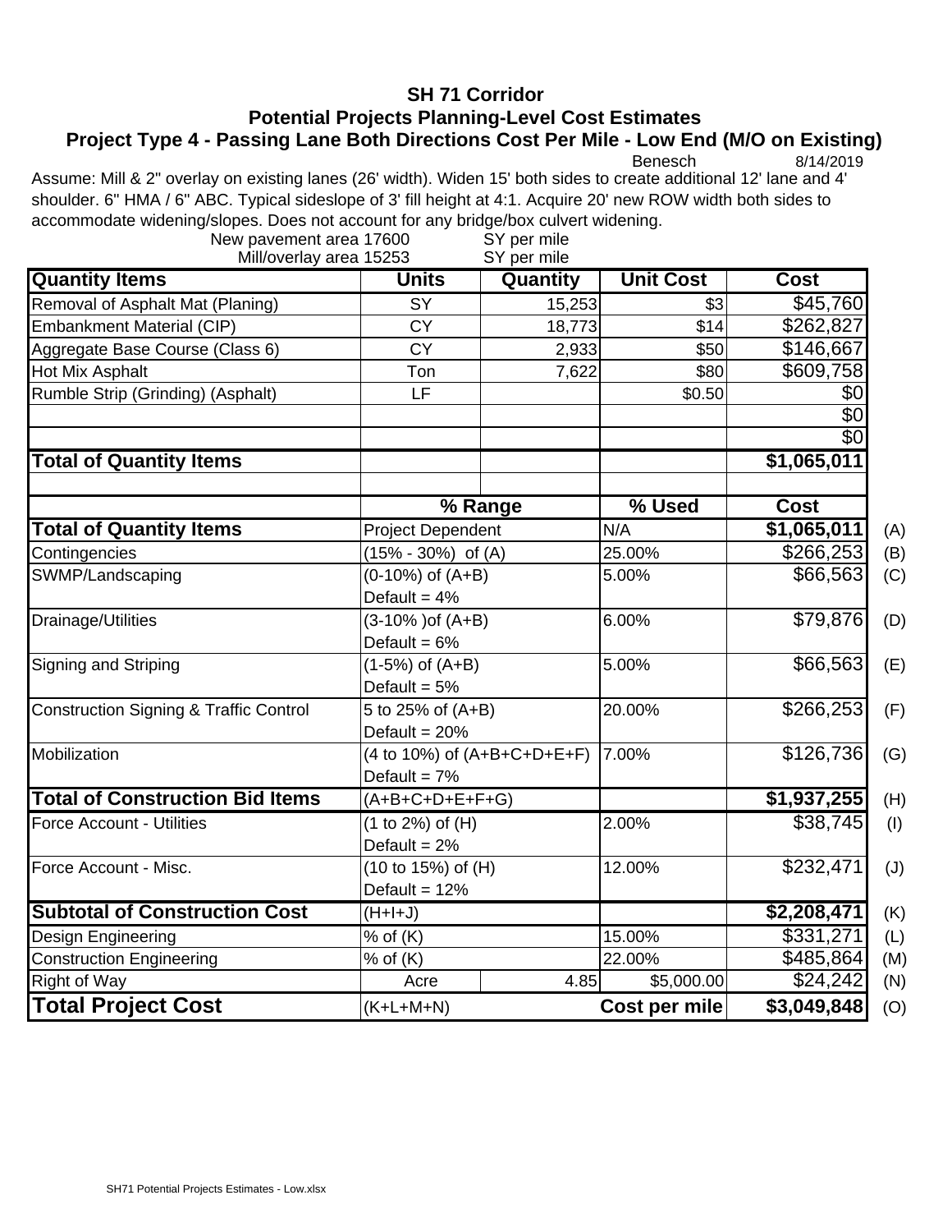# SH 71 Corridor

## Potential Projects Planning-Level Cost Estimates

## Project Type 4 - Passing Lane Both Directions Cost Per Mile - Low End (M/O on Existing)

Benesch 8/14/2019

Assume: Mill & 2" overlay on existing lanes (26' width). Widen 15' both sides to create additional 12' lane and 4' shoulder. 6" HMA / 6" ABC. Typical sideslope of 3' fill height at 4:1. Acquire 20' new ROW width both sides to accommodate widening/slopes. Does not account for any bridge/box culvert widening.

New pavement area 17600 SY per mile
Mill/overlay area 15253 SY per mile

| Quantity Items | Units | Quantity | Unit Cost | Cost | |
|---|---|---|---|---|---|
| Removal of Asphalt Mat (Planing) | SY | 15,253 | $3 | $45,760 | |
| Embankment Material (CIP) | CY | 18,773 | $14 | $262,827 | |
| Aggregate Base Course (Class 6) | CY | 2,933 | $50 | $146,667 | |
| Hot Mix Asphalt | Ton | 7,622 | $80 | $609,758 | |
| Rumble Strip (Grinding) (Asphalt) | LF | | $0.50 | $0 | |
| | | | | $0 | |
| | | | | $0 | |
| **Total of Quantity Items** | | | | **$1,065,011** | |
| | | | | | |
| | **% Range** | | **% Used** | **Cost** | |
| **Total of Quantity Items** | Project Dependent | | N/A | **$1,065,011** | (A) |
| Contingencies | (15% - 30%) of (A) | | 25.00% | $266,253 | (B) |
| SWMP/Landscaping | (0-10%) of (A+B) Default = 4% | | 5.00% | $66,563 | (C) |
| Drainage/Utilities | (3-10% )of (A+B) Default = 6% | | 6.00% | $79,876 | (D) |
| Signing and Striping | (1-5%) of (A+B) Default = 5% | | 5.00% | $66,563 | (E) |
| Construction Signing & Traffic Control | 5 to 25% of (A+B) Default = 20% | | 20.00% | $266,253 | (F) |
| Mobilization | (4 to 10%) of (A+B+C+D+E+F) Default = 7% | | 7.00% | $126,736 | (G) |
| **Total of Construction Bid Items** | (A+B+C+D+E+F+G) | | | **$1,937,255** | (H) |
| Force Account - Utilities | (1 to 2%) of (H) Default = 2% | | 2.00% | $38,745 | (I) |
| Force Account - Misc. | (10 to 15%) of (H) Default = 12% | | 12.00% | $232,471 | (J) |
| **Subtotal of Construction Cost** | (H+I+J) | | | **$2,208,471** | (K) |
| Design Engineering | % of (K) | | 15.00% | $331,271 | (L) |
| Construction Engineering | % of (K) | | 22.00% | $485,864 | (M) |
| Right of Way | Acre | 4.85 | $5,000.00 | $24,242 | (N) |
| **Total Project Cost** | (K+L+M+N) | | **Cost per mile** | **$3,049,848** | (O) |

SH71 Potential Projects Estimates - Low.xlsx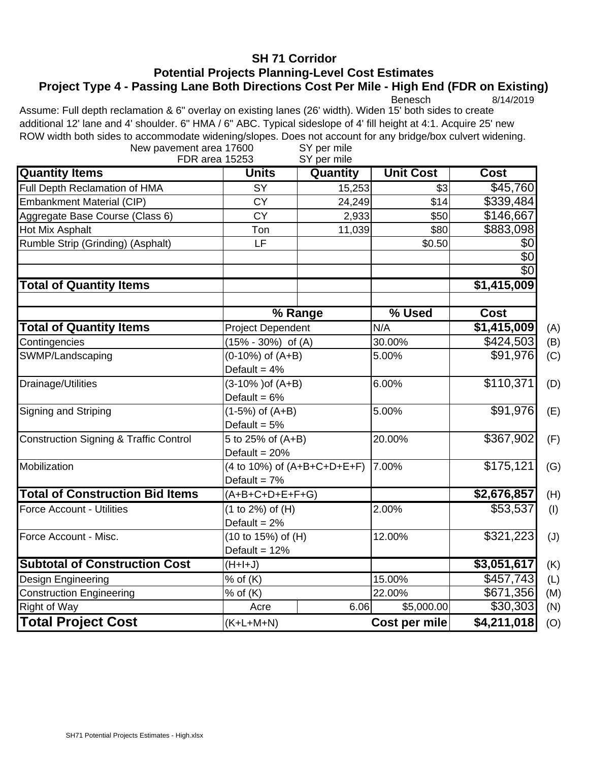# SH 71 Corridor

## Potential Projects Planning-Level Cost Estimates

### Project Type 4 - Passing Lane Both Directions Cost Per Mile - High End (FDR on Existing)

Benesch 8/14/2019

Assume: Full depth reclamation & 6" overlay on existing lanes (26' width). Widen 15' both sides to create additional 12' lane and 4' shoulder. 6" HMA / 6" ABC. Typical sideslope of 4' fill height at 4:1. Acquire 25' new ROW width both sides to accommodate widening/slopes. Does not account for any bridge/box culvert widening.

New pavement area 17600 SY per mile
FDR area 15253 SY per mile

| Quantity Items | Units | Quantity | Unit Cost | Cost | |
|---|---|---|---|---|---|
| Full Depth Reclamation of HMA | SY | 15,253 | $3 | $45,760 | |
| Embankment Material (CIP) | CY | 24,249 | $14 | $339,484 | |
| Aggregate Base Course (Class 6) | CY | 2,933 | $50 | $146,667 | |
| Hot Mix Asphalt | Ton | 11,039 | $80 | $883,098 | |
| Rumble Strip (Grinding) (Asphalt) | LF | | $0.50 | $0 | |
| | | | | $0 | |
| | | | | $0 | |
| **Total of Quantity Items** | | | | **$1,415,009** | |
| | | | | | |
| | **% Range** | | **% Used** | **Cost** | |
| **Total of Quantity Items** | Project Dependent | | N/A | **$1,415,009** | (A) |
| Contingencies | (15% - 30%) of (A) | | 30.00% | $424,503 | (B) |
| SWMP/Landscaping | (0-10%) of (A+B) Default = 4% | | 5.00% | $91,976 | (C) |
| Drainage/Utilities | (3-10% )of (A+B) Default = 6% | | 6.00% | $110,371 | (D) |
| Signing and Striping | (1-5%) of (A+B) Default = 5% | | 5.00% | $91,976 | (E) |
| Construction Signing & Traffic Control | 5 to 25% of (A+B) Default = 20% | | 20.00% | $367,902 | (F) |
| Mobilization | (4 to 10%) of (A+B+C+D+E+F) Default = 7% | | 7.00% | $175,121 | (G) |
| **Total of Construction Bid Items** | (A+B+C+D+E+F+G) | | | **$2,676,857** | (H) |
| Force Account - Utilities | (1 to 2%) of (H) Default = 2% | | 2.00% | $53,537 | (I) |
| Force Account - Misc. | (10 to 15%) of (H) Default = 12% | | 12.00% | $321,223 | (J) |
| **Subtotal of Construction Cost** | (H+I+J) | | | **$3,051,617** | (K) |
| Design Engineering | % of (K) | | 15.00% | $457,743 | (L) |
| Construction Engineering | % of (K) | | 22.00% | $671,356 | (M) |
| Right of Way | Acre | 6.06 | $5,000.00 | $30,303 | (N) |
| **Total Project Cost** | (K+L+M+N) | | **Cost per mile** | **$4,211,018** | (O) |

SH71 Potential Projects Estimates - High.xlsx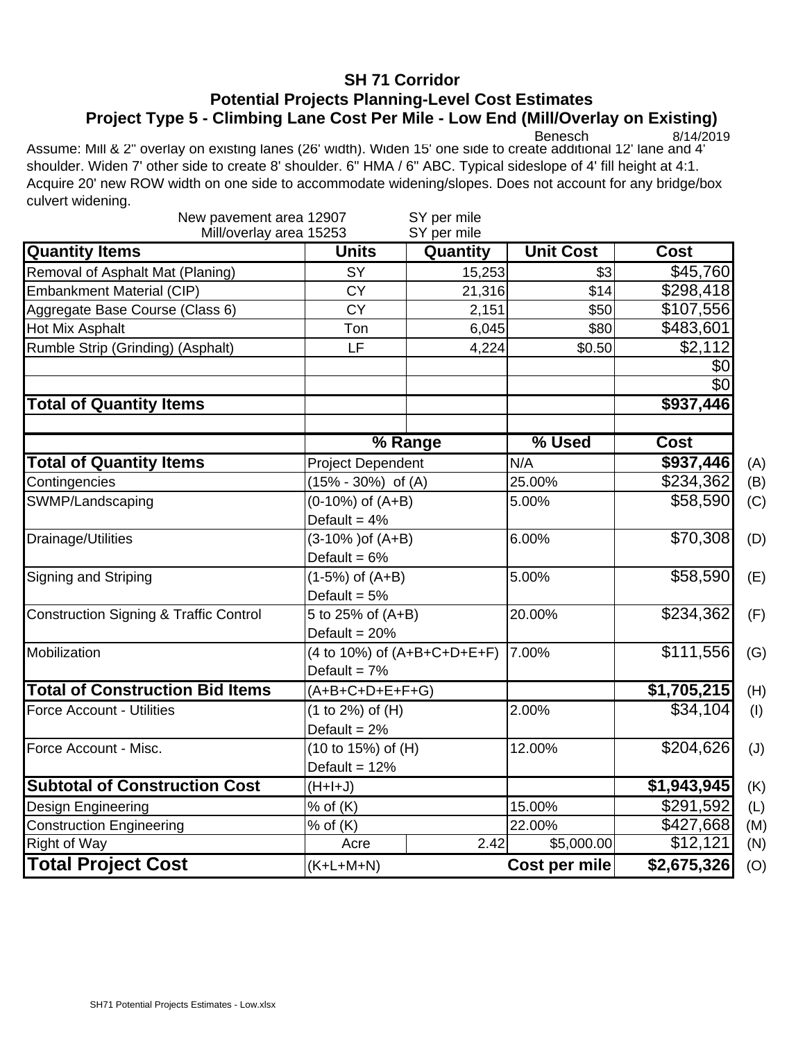# SH 71 Corridor
## Potential Projects Planning-Level Cost Estimates
### Project Type 5 - Climbing Lane Cost Per Mile - Low End (Mill/Overlay on Existing)

Benesch 8/14/2019

Assume: Mill & 2" overlay on existing lanes (26' width). Widen 15' one side to create additional 12' lane and 4' shoulder. Widen 7' other side to create 8' shoulder. 6" HMA / 6" ABC. Typical sideslope of 4' fill height at 4:1. Acquire 20' new ROW width on one side to accommodate widening/slopes. Does not account for any bridge/box culvert widening.

New pavement area 12907 SY per mile
Mill/overlay area 15253 SY per mile

| Quantity Items | Units | Quantity | Unit Cost | Cost |
|---|---|---|---|---|
| Removal of Asphalt Mat (Planing) | SY | 15,253 | $3 | $45,760 |
| Embankment Material (CIP) | CY | 21,316 | $14 | $298,418 |
| Aggregate Base Course (Class 6) | CY | 2,151 | $50 | $107,556 |
| Hot Mix Asphalt | Ton | 6,045 | $80 | $483,601 |
| Rumble Strip (Grinding) (Asphalt) | LF | 4,224 | $0.50 | $2,112 |
| | | | | $0 |
| | | | | $0 |
| **Total of Quantity Items** | | | | **$937,446** |

| | % Range | % Used | Cost | |
|---|---|---|---|---|
| **Total of Quantity Items** | Project Dependent | N/A | **$937,446** | (A) |
| Contingencies | (15% - 30%) of (A) | 25.00% | $234,362 | (B) |
| SWMP/Landscaping | (0-10%) of (A+B) Default = 4% | 5.00% | $58,590 | (C) |
| Drainage/Utilities | (3-10% )of (A+B) Default = 6% | 6.00% | $70,308 | (D) |
| Signing and Striping | (1-5%) of (A+B) Default = 5% | 5.00% | $58,590 | (E) |
| Construction Signing & Traffic Control | 5 to 25% of (A+B) Default = 20% | 20.00% | $234,362 | (F) |
| Mobilization | (4 to 10%) of (A+B+C+D+E+F) Default = 7% | 7.00% | $111,556 | (G) |
| **Total of Construction Bid Items** | (A+B+C+D+E+F+G) | | **$1,705,215** | (H) |
| Force Account - Utilities | (1 to 2%) of (H) Default = 2% | 2.00% | $34,104 | (I) |
| Force Account - Misc. | (10 to 15%) of (H) Default = 12% | 12.00% | $204,626 | (J) |
| **Subtotal of Construction Cost** | (H+I+J) | | **$1,943,945** | (K) |
| Design Engineering | % of (K) | 15.00% | $291,592 | (L) |
| Construction Engineering | % of (K) | 22.00% | $427,668 | (M) |
| Right of Way | Acre 2.42 | $5,000.00 | $12,121 | (N) |
| **Total Project Cost** | (K+L+M+N) | **Cost per mile** | **$2,675,326** | (O) |

SH71 Potential Projects Estimates - Low.xlsx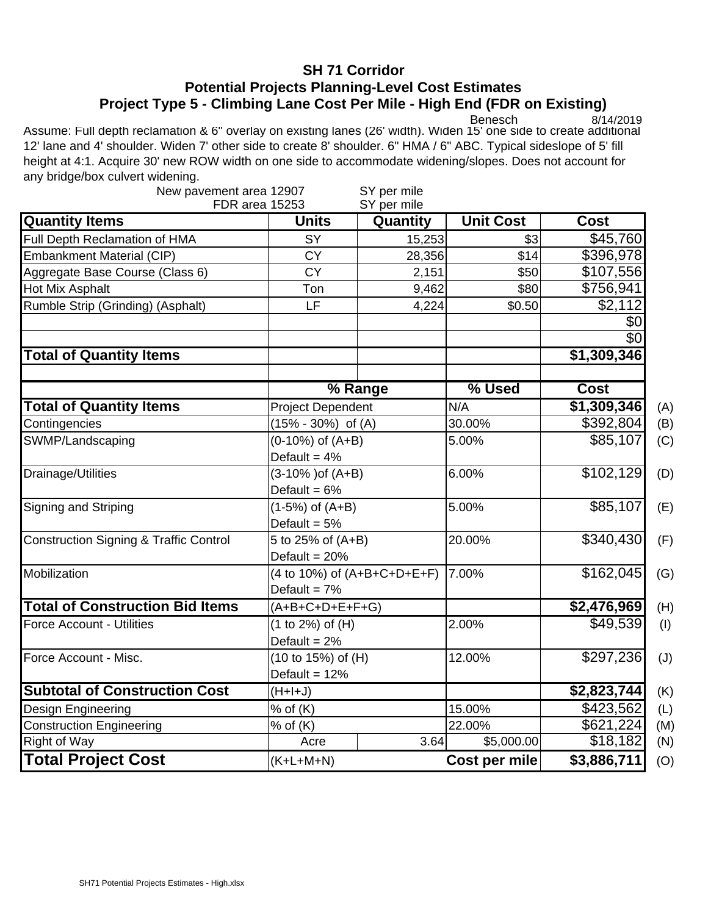# SH 71 Corridor

## Potential Projects Planning-Level Cost Estimates

## Project Type 5 - Climbing Lane Cost Per Mile - High End (FDR on Existing)

Benesch 8/14/2019

Assume: Full depth reclamation & 6" overlay on existing lanes (26' width). Widen 15' one side to create additional 12' lane and 4' shoulder. Widen 7' other side to create 8' shoulder. 6" HMA / 6" ABC. Typical sideslope of 5' fill height at 4:1. Acquire 30' new ROW width on one side to accommodate widening/slopes. Does not account for any bridge/box culvert widening.

New pavement area 12907 SY per mile
FDR area 15253 SY per mile

| Quantity Items | Units | Quantity | Unit Cost | Cost |
|---|---|---|---|---|
| Full Depth Reclamation of HMA | SY | 15,253 | $3 | $45,760 |
| Embankment Material (CIP) | CY | 28,356 | $14 | $396,978 |
| Aggregate Base Course (Class 6) | CY | 2,151 | $50 | $107,556 |
| Hot Mix Asphalt | Ton | 9,462 | $80 | $756,941 |
| Rumble Strip (Grinding) (Asphalt) | LF | 4,224 | $0.50 | $2,112 |
| | | | | $0 |
| | | | | $0 |
| **Total of Quantity Items** | | | | **$1,309,346** |

| | % Range | % Used | Cost | |
|---|---|---|---|---|
| **Total of Quantity Items** | Project Dependent | N/A | **$1,309,346** | (A) |
| Contingencies | (15% - 30%) of (A) | 30.00% | $392,804 | (B) |
| SWMP/Landscaping | (0-10%) of (A+B) Default = 4% | 5.00% | $85,107 | (C) |
| Drainage/Utilities | (3-10% )of (A+B) Default = 6% | 6.00% | $102,129 | (D) |
| Signing and Striping | (1-5%) of (A+B) Default = 5% | 5.00% | $85,107 | (E) |
| Construction Signing & Traffic Control | 5 to 25% of (A+B) Default = 20% | 20.00% | $340,430 | (F) |
| Mobilization | (4 to 10%) of (A+B+C+D+E+F) Default = 7% | 7.00% | $162,045 | (G) |
| **Total of Construction Bid Items** | (A+B+C+D+E+F+G) | | **$2,476,969** | (H) |
| Force Account - Utilities | (1 to 2%) of (H) Default = 2% | 2.00% | $49,539 | (I) |
| Force Account - Misc. | (10 to 15%) of (H) Default = 12% | 12.00% | $297,236 | (J) |
| **Subtotal of Construction Cost** | (H+I+J) | | **$2,823,744** | (K) |
| Design Engineering | % of (K) | 15.00% | $423,562 | (L) |
| Construction Engineering | % of (K) | 22.00% | $621,224 | (M) |
| Right of Way | Acre — 3.64 | $5,000.00 | $18,182 | (N) |
| **Total Project Cost** | (K+L+M+N) | **Cost per mile** | **$3,886,711** | (O) |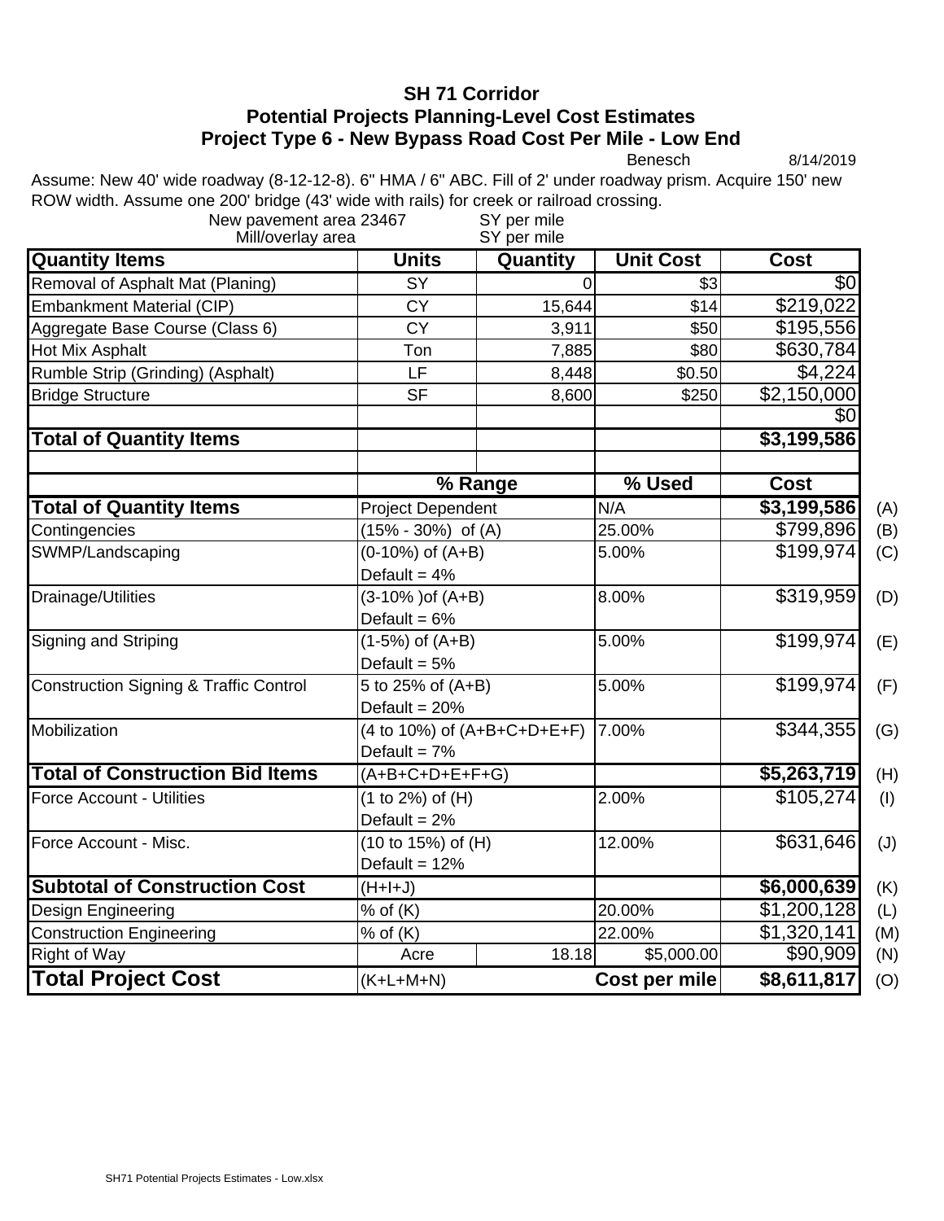# SH 71 Corridor
## Potential Projects Planning-Level Cost Estimates
## Project Type 6 - New Bypass Road Cost Per Mile - Low End

Benesch 8/14/2019

Assume: New 40' wide roadway (8-12-12-8). 6" HMA / 6" ABC. Fill of 2' under roadway prism. Acquire 150' new ROW width. Assume one 200' bridge (43' wide with rails) for creek or railroad crossing.

New pavement area 23467 SY per mile
Mill/overlay area SY per mile

| Quantity Items | Units | Quantity | Unit Cost | Cost | |
|---|---|---|---|---|---|
| Removal of Asphalt Mat (Planing) | SY | 0 | $3 | $0 | |
| Embankment Material (CIP) | CY | 15,644 | $14 | $219,022 | |
| Aggregate Base Course (Class 6) | CY | 3,911 | $50 | $195,556 | |
| Hot Mix Asphalt | Ton | 7,885 | $80 | $630,784 | |
| Rumble Strip (Grinding) (Asphalt) | LF | 8,448 | $0.50 | $4,224 | |
| Bridge Structure | SF | 8,600 | $250 | $2,150,000 | |
| | | | | $0 | |
| **Total of Quantity Items** | | | | **$3,199,586** | |
| | | | | | |
| | **% Range** | | **% Used** | **Cost** | |
| **Total of Quantity Items** | Project Dependent | | N/A | **$3,199,586** | (A) |
| Contingencies | (15% - 30%) of (A) | | 25.00% | $799,896 | (B) |
| SWMP/Landscaping | (0-10%) of (A+B)<br>Default = 4% | | 5.00% | $199,974 | (C) |
| Drainage/Utilities | (3-10% )of (A+B)<br>Default = 6% | | 8.00% | $319,959 | (D) |
| Signing and Striping | (1-5%) of (A+B)<br>Default = 5% | | 5.00% | $199,974 | (E) |
| Construction Signing & Traffic Control | 5 to 25% of (A+B)<br>Default = 20% | | 5.00% | $199,974 | (F) |
| Mobilization | (4 to 10%) of (A+B+C+D+E+F)<br>Default = 7% | | 7.00% | $344,355 | (G) |
| **Total of Construction Bid Items** | (A+B+C+D+E+F+G) | | | **$5,263,719** | (H) |
| Force Account - Utilities | (1 to 2%) of (H)<br>Default = 2% | | 2.00% | $105,274 | (I) |
| Force Account - Misc. | (10 to 15%) of (H)<br>Default = 12% | | 12.00% | $631,646 | (J) |
| **Subtotal of Construction Cost** | (H+I+J) | | | **$6,000,639** | (K) |
| Design Engineering | % of (K) | | 20.00% | $1,200,128 | (L) |
| Construction Engineering | % of (K) | | 22.00% | $1,320,141 | (M) |
| Right of Way | Acre | 18.18 | $5,000.00 | $90,909 | (N) |
| **Total Project Cost** | (K+L+M+N) | | **Cost per mile** | **$8,611,817** | (O) |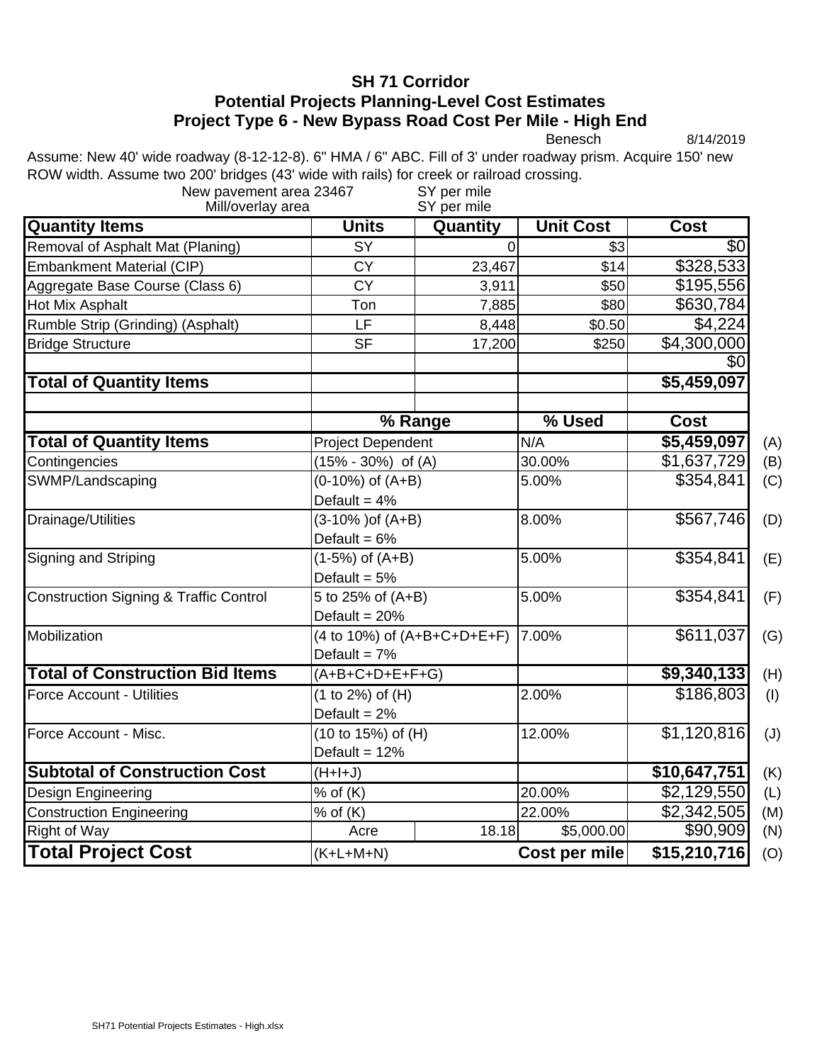# SH 71 Corridor
## Potential Projects Planning-Level Cost Estimates
## Project Type 6 - New Bypass Road Cost Per Mile - High End

Benesch 8/14/2019

Assume: New 40' wide roadway (8-12-12-8). 6" HMA / 6" ABC. Fill of 3' under roadway prism. Acquire 150' new ROW width. Assume two 200' bridges (43' wide with rails) for creek or railroad crossing.

New pavement area 23467 SY per mile
Mill/overlay area SY per mile

| Quantity Items | Units | Quantity | Unit Cost | Cost |
|---|---|---|---|---|
| Removal of Asphalt Mat (Planing) | SY | 0 | $3 | $0 |
| Embankment Material (CIP) | CY | 23,467 | $14 | $328,533 |
| Aggregate Base Course (Class 6) | CY | 3,911 | $50 | $195,556 |
| Hot Mix Asphalt | Ton | 7,885 | $80 | $630,784 |
| Rumble Strip (Grinding) (Asphalt) | LF | 8,448 | $0.50 | $4,224 |
| Bridge Structure | SF | 17,200 | $250 | $4,300,000 |
| | | | | $0 |
| **Total of Quantity Items** | | | | **$5,459,097** |

| | % Range | | % Used | Cost | |
|---|---|---|---|---|---|
| **Total of Quantity Items** | Project Dependent | | N/A | **$5,459,097** | (A) |
| Contingencies | (15% - 30%) of (A) | | 30.00% | $1,637,729 | (B) |
| SWMP/Landscaping | (0-10%) of (A+B) Default = 4% | | 5.00% | $354,841 | (C) |
| Drainage/Utilities | (3-10% )of (A+B) Default = 6% | | 8.00% | $567,746 | (D) |
| Signing and Striping | (1-5%) of (A+B) Default = 5% | | 5.00% | $354,841 | (E) |
| Construction Signing & Traffic Control | 5 to 25% of (A+B) Default = 20% | | 5.00% | $354,841 | (F) |
| Mobilization | (4 to 10%) of (A+B+C+D+E+F) Default = 7% | | 7.00% | $611,037 | (G) |
| **Total of Construction Bid Items** | (A+B+C+D+E+F+G) | | | **$9,340,133** | (H) |
| Force Account - Utilities | (1 to 2%) of (H) Default = 2% | | 2.00% | $186,803 | (I) |
| Force Account - Misc. | (10 to 15%) of (H) Default = 12% | | 12.00% | $1,120,816 | (J) |
| **Subtotal of Construction Cost** | (H+I+J) | | | **$10,647,751** | (K) |
| Design Engineering | % of (K) | | 20.00% | $2,129,550 | (L) |
| Construction Engineering | % of (K) | | 22.00% | $2,342,505 | (M) |
| Right of Way | Acre | 18.18 | $5,000.00 | $90,909 | (N) |
| **Total Project Cost** | (K+L+M+N) | | **Cost per mile** | **$15,210,716** | (O) |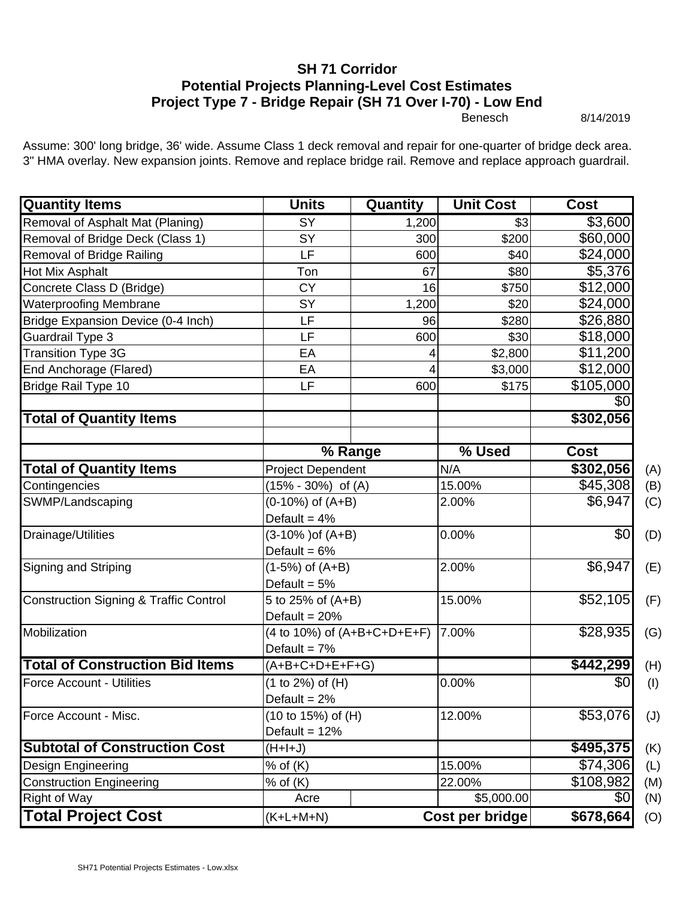# SH 71 Corridor
## Potential Projects Planning-Level Cost Estimates
## Project Type 7 - Bridge Repair (SH 71 Over I-70) - Low End

Benesch 8/14/2019

Assume: 300' long bridge, 36' wide. Assume Class 1 deck removal and repair for one-quarter of bridge deck area. 3" HMA overlay. New expansion joints. Remove and replace bridge rail. Remove and replace approach guardrail.

| Quantity Items | Units | Quantity | Unit Cost | Cost |
|---|---|---|---|---|
| Removal of Asphalt Mat (Planing) | SY | 1,200 | $3 | $3,600 |
| Removal of Bridge Deck (Class 1) | SY | 300 | $200 | $60,000 |
| Removal of Bridge Railing | LF | 600 | $40 | $24,000 |
| Hot Mix Asphalt | Ton | 67 | $80 | $5,376 |
| Concrete Class D (Bridge) | CY | 16 | $750 | $12,000 |
| Waterproofing Membrane | SY | 1,200 | $20 | $24,000 |
| Bridge Expansion Device (0-4 Inch) | LF | 96 | $280 | $26,880 |
| Guardrail Type 3 | LF | 600 | $30 | $18,000 |
| Transition Type 3G | EA | 4 | $2,800 | $11,200 |
| End Anchorage (Flared) | EA | 4 | $3,000 | $12,000 |
| Bridge Rail Type 10 | LF | 600 | $175 | $105,000 |
| | | | | $0 |
| **Total of Quantity Items** | | | | **$302,056** |

| | % Range | % Used | Cost | |
|---|---|---|---|---|
| **Total of Quantity Items** | Project Dependent | N/A | **$302,056** | (A) |
| Contingencies | (15% - 30%) of (A) | 15.00% | $45,308 | (B) |
| SWMP/Landscaping | (0-10%) of (A+B) Default = 4% | 2.00% | $6,947 | (C) |
| Drainage/Utilities | (3-10% )of (A+B) Default = 6% | 0.00% | $0 | (D) |
| Signing and Striping | (1-5%) of (A+B) Default = 5% | 2.00% | $6,947 | (E) |
| Construction Signing & Traffic Control | 5 to 25% of (A+B) Default = 20% | 15.00% | $52,105 | (F) |
| Mobilization | (4 to 10%) of (A+B+C+D+E+F) Default = 7% | 7.00% | $28,935 | (G) |
| **Total of Construction Bid Items** | (A+B+C+D+E+F+G) | | **$442,299** | (H) |
| Force Account - Utilities | (1 to 2%) of (H) Default = 2% | 0.00% | $0 | (I) |
| Force Account - Misc. | (10 to 15%) of (H) Default = 12% | 12.00% | $53,076 | (J) |
| **Subtotal of Construction Cost** | (H+I+J) | | **$495,375** | (K) |
| Design Engineering | % of (K) | 15.00% | $74,306 | (L) |
| Construction Engineering | % of (K) | 22.00% | $108,982 | (M) |
| Right of Way | Acre | $5,000.00 | $0 | (N) |
| **Total Project Cost** | (K+L+M+N) | **Cost per bridge** | **$678,664** | (O) |

SH71 Potential Projects Estimates - Low.xlsx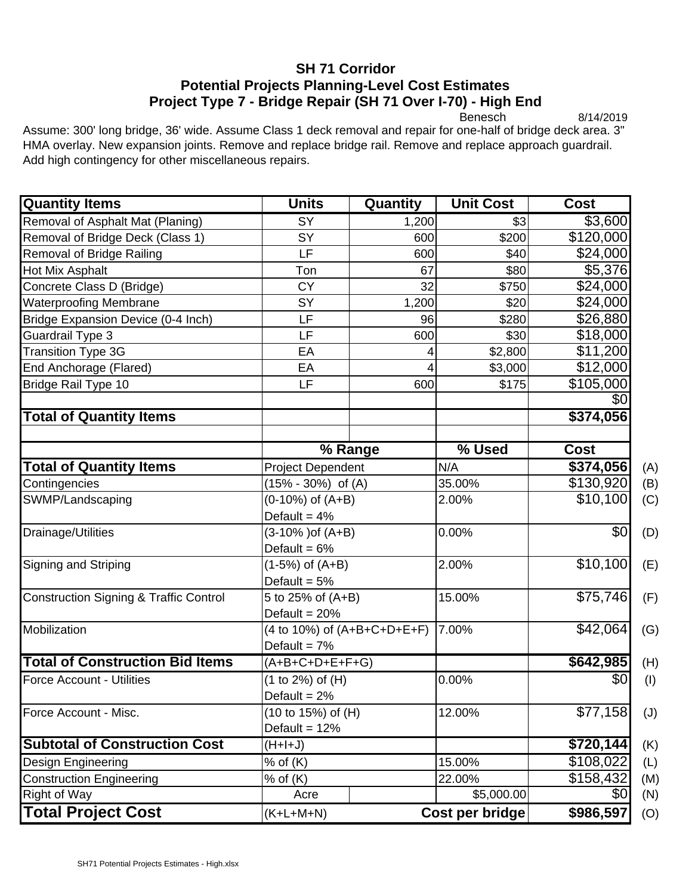# SH 71 Corridor
## Potential Projects Planning-Level Cost Estimates
## Project Type 7 - Bridge Repair (SH 71 Over I-70) - High End

Benesch 8/14/2019

Assume: 300' long bridge, 36' wide. Assume Class 1 deck removal and repair for one-half of bridge deck area. 3" HMA overlay. New expansion joints. Remove and replace bridge rail. Remove and replace approach guardrail. Add high contingency for other miscellaneous repairs.

| Quantity Items | Units | Quantity | Unit Cost | Cost | |
|---|---|---|---|---|---|
| Removal of Asphalt Mat (Planing) | SY | 1,200 | $3 | $3,600 | |
| Removal of Bridge Deck (Class 1) | SY | 600 | $200 | $120,000 | |
| Removal of Bridge Railing | LF | 600 | $40 | $24,000 | |
| Hot Mix Asphalt | Ton | 67 | $80 | $5,376 | |
| Concrete Class D (Bridge) | CY | 32 | $750 | $24,000 | |
| Waterproofing Membrane | SY | 1,200 | $20 | $24,000 | |
| Bridge Expansion Device (0-4 Inch) | LF | 96 | $280 | $26,880 | |
| Guardrail Type 3 | LF | 600 | $30 | $18,000 | |
| Transition Type 3G | EA | 4 | $2,800 | $11,200 | |
| End Anchorage (Flared) | EA | 4 | $3,000 | $12,000 | |
| Bridge Rail Type 10 | LF | 600 | $175 | $105,000 | |
| | | | | $0 | |
| **Total of Quantity Items** | | | | **$374,056** | |
| | | | | | |
| | **% Range** | | **% Used** | **Cost** | |
| **Total of Quantity Items** | Project Dependent | | N/A | **$374,056** | (A) |
| Contingencies | (15% - 30%) of (A) | | 35.00% | $130,920 | (B) |
| SWMP/Landscaping | (0-10%) of (A+B) Default = 4% | | 2.00% | $10,100 | (C) |
| Drainage/Utilities | (3-10% )of (A+B) Default = 6% | | 0.00% | $0 | (D) |
| Signing and Striping | (1-5%) of (A+B) Default = 5% | | 2.00% | $10,100 | (E) |
| Construction Signing & Traffic Control | 5 to 25% of (A+B) Default = 20% | | 15.00% | $75,746 | (F) |
| Mobilization | (4 to 10%) of (A+B+C+D+E+F) Default = 7% | | 7.00% | $42,064 | (G) |
| **Total of Construction Bid Items** | (A+B+C+D+E+F+G) | | | **$642,985** | (H) |
| Force Account - Utilities | (1 to 2%) of (H) Default = 2% | | 0.00% | $0 | (I) |
| Force Account - Misc. | (10 to 15%) of (H) Default = 12% | | 12.00% | $77,158 | (J) |
| **Subtotal of Construction Cost** | (H+I+J) | | | **$720,144** | (K) |
| Design Engineering | % of (K) | | 15.00% | $108,022 | (L) |
| Construction Engineering | % of (K) | | 22.00% | $158,432 | (M) |
| Right of Way | Acre | | $5,000.00 | $0 | (N) |
| **Total Project Cost** | (K+L+M+N) | | **Cost per bridge** | **$986,597** | (O) |

SH71 Potential Projects Estimates - High.xlsx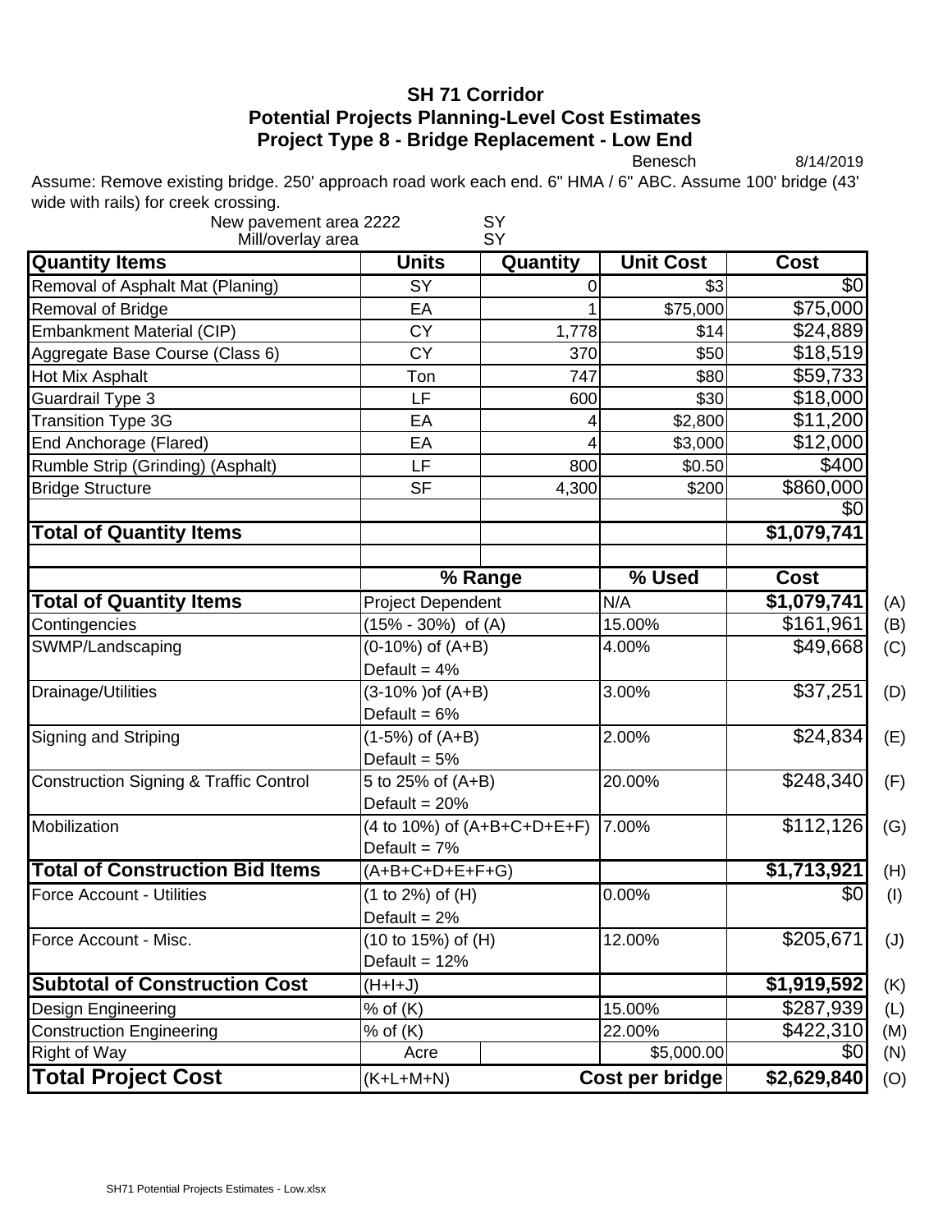# SH 71 Corridor
## Potential Projects Planning-Level Cost Estimates
### Project Type 8 - Bridge Replacement - Low End

Benesch 8/14/2019

Assume: Remove existing bridge. 250' approach road work each end. 6" HMA / 6" ABC. Assume 100' bridge (43' wide with rails) for creek crossing.

New pavement area 2222 SY
Mill/overlay area SY

| Quantity Items | Units | Quantity | Unit Cost | Cost | |
|---|---|---|---|---|---|
| Removal of Asphalt Mat (Planing) | SY | 0 | $3 | $0 | |
| Removal of Bridge | EA | 1 | $75,000 | $75,000 | |
| Embankment Material (CIP) | CY | 1,778 | $14 | $24,889 | |
| Aggregate Base Course (Class 6) | CY | 370 | $50 | $18,519 | |
| Hot Mix Asphalt | Ton | 747 | $80 | $59,733 | |
| Guardrail Type 3 | LF | 600 | $30 | $18,000 | |
| Transition Type 3G | EA | 4 | $2,800 | $11,200 | |
| End Anchorage (Flared) | EA | 4 | $3,000 | $12,000 | |
| Rumble Strip (Grinding) (Asphalt) | LF | 800 | $0.50 | $400 | |
| Bridge Structure | SF | 4,300 | $200 | $860,000 | |
| | | | | $0 | |
| **Total of Quantity Items** | | | | **$1,079,741** | |
| | | | | | |
| | **% Range** | | **% Used** | **Cost** | |
| **Total of Quantity Items** | Project Dependent | | N/A | **$1,079,741** | (A) |
| Contingencies | (15% - 30%) of (A) | | 15.00% | $161,961 | (B) |
| SWMP/Landscaping | (0-10%) of (A+B) Default = 4% | | 4.00% | $49,668 | (C) |
| Drainage/Utilities | (3-10% )of (A+B) Default = 6% | | 3.00% | $37,251 | (D) |
| Signing and Striping | (1-5%) of (A+B) Default = 5% | | 2.00% | $24,834 | (E) |
| Construction Signing & Traffic Control | 5 to 25% of (A+B) Default = 20% | | 20.00% | $248,340 | (F) |
| Mobilization | (4 to 10%) of (A+B+C+D+E+F) Default = 7% | | 7.00% | $112,126 | (G) |
| **Total of Construction Bid Items** | (A+B+C+D+E+F+G) | | | **$1,713,921** | (H) |
| Force Account - Utilities | (1 to 2%) of (H) Default = 2% | | 0.00% | $0 | (I) |
| Force Account - Misc. | (10 to 15%) of (H) Default = 12% | | 12.00% | $205,671 | (J) |
| **Subtotal of Construction Cost** | (H+I+J) | | | **$1,919,592** | (K) |
| Design Engineering | % of (K) | | 15.00% | $287,939 | (L) |
| Construction Engineering | % of (K) | | 22.00% | $422,310 | (M) |
| Right of Way | Acre | | $5,000.00 | $0 | (N) |
| **Total Project Cost** | (K+L+M+N) | | **Cost per bridge** | **$2,629,840** | (O) |

SH71 Potential Projects Estimates - Low.xlsx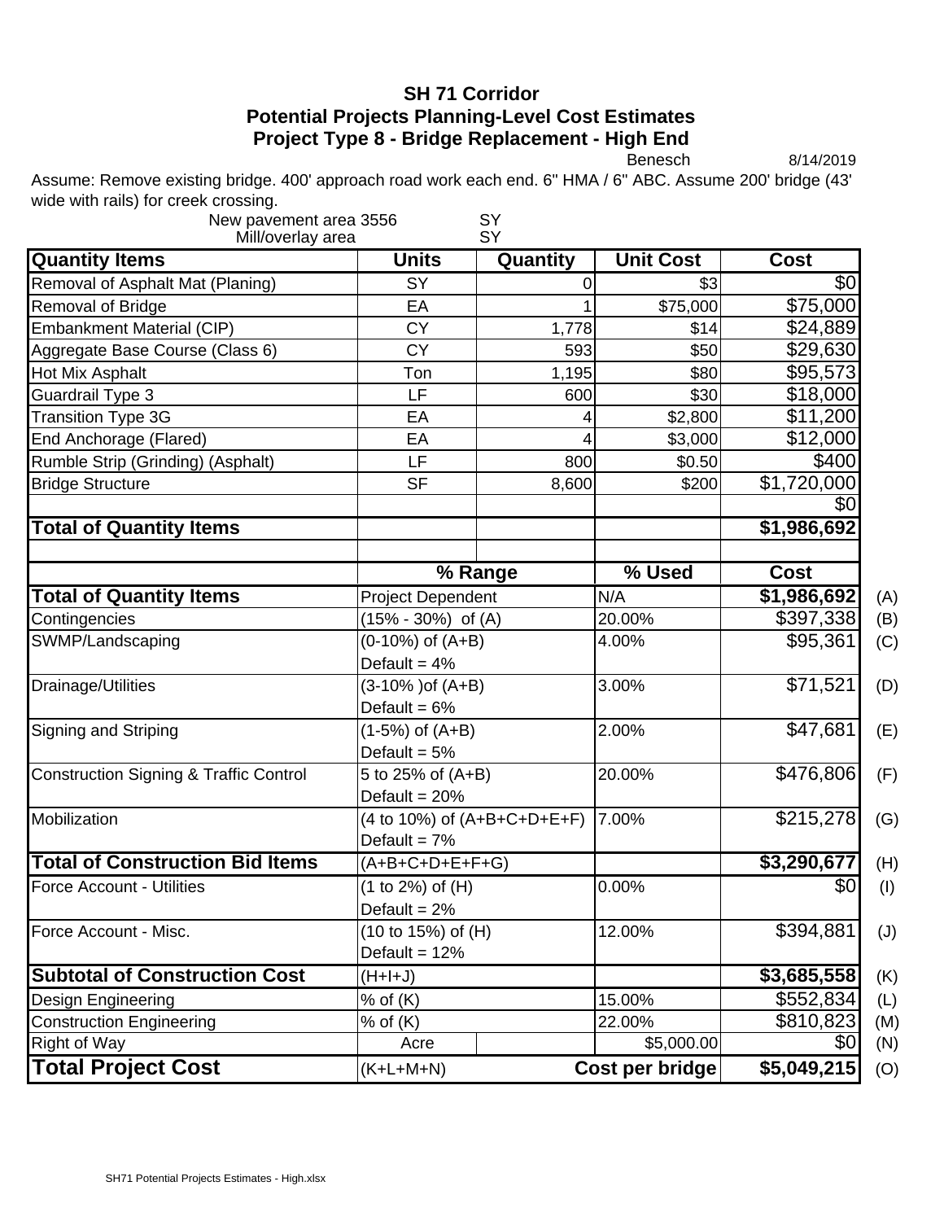# SH 71 Corridor
## Potential Projects Planning-Level Cost Estimates
## Project Type 8 - Bridge Replacement - High End

Benesch 8/14/2019

Assume: Remove existing bridge. 400' approach road work each end. 6" HMA / 6" ABC. Assume 200' bridge (43' wide with rails) for creek crossing.

New pavement area 3556 SY
Mill/overlay area SY

| Quantity Items | Units | Quantity | Unit Cost | Cost |
|---|---|---|---|---|
| Removal of Asphalt Mat (Planing) | SY | 0 | $3 | $0 |
| Removal of Bridge | EA | 1 | $75,000 | $75,000 |
| Embankment Material (CIP) | CY | 1,778 | $14 | $24,889 |
| Aggregate Base Course (Class 6) | CY | 593 | $50 | $29,630 |
| Hot Mix Asphalt | Ton | 1,195 | $80 | $95,573 |
| Guardrail Type 3 | LF | 600 | $30 | $18,000 |
| Transition Type 3G | EA | 4 | $2,800 | $11,200 |
| End Anchorage (Flared) | EA | 4 | $3,000 | $12,000 |
| Rumble Strip (Grinding) (Asphalt) | LF | 800 | $0.50 | $400 |
| Bridge Structure | SF | 8,600 | $200 | $1,720,000 |
| | | | | $0 |
| **Total of Quantity Items** | | | | **$1,986,692** |

| | % Range | % Used | Cost | |
|---|---|---|---|---|
| **Total of Quantity Items** | Project Dependent | N/A | **$1,986,692** | (A) |
| Contingencies | (15% - 30%) of (A) | 20.00% | $397,338 | (B) |
| SWMP/Landscaping | (0-10%) of (A+B) Default = 4% | 4.00% | $95,361 | (C) |
| Drainage/Utilities | (3-10% )of (A+B) Default = 6% | 3.00% | $71,521 | (D) |
| Signing and Striping | (1-5%) of (A+B) Default = 5% | 2.00% | $47,681 | (E) |
| Construction Signing & Traffic Control | 5 to 25% of (A+B) Default = 20% | 20.00% | $476,806 | (F) |
| Mobilization | (4 to 10%) of (A+B+C+D+E+F) Default = 7% | 7.00% | $215,278 | (G) |
| **Total of Construction Bid Items** | (A+B+C+D+E+F+G) | | **$3,290,677** | (H) |
| Force Account - Utilities | (1 to 2%) of (H) Default = 2% | 0.00% | $0 | (I) |
| Force Account - Misc. | (10 to 15%) of (H) Default = 12% | 12.00% | $394,881 | (J) |
| **Subtotal of Construction Cost** | (H+I+J) | | **$3,685,558** | (K) |
| Design Engineering | % of (K) | 15.00% | $552,834 | (L) |
| Construction Engineering | % of (K) | 22.00% | $810,823 | (M) |
| Right of Way | Acre | $5,000.00 | $0 | (N) |
| **Total Project Cost** | (K+L+M+N) | **Cost per bridge** | **$5,049,215** | (O) |

SH71 Potential Projects Estimates - High.xlsx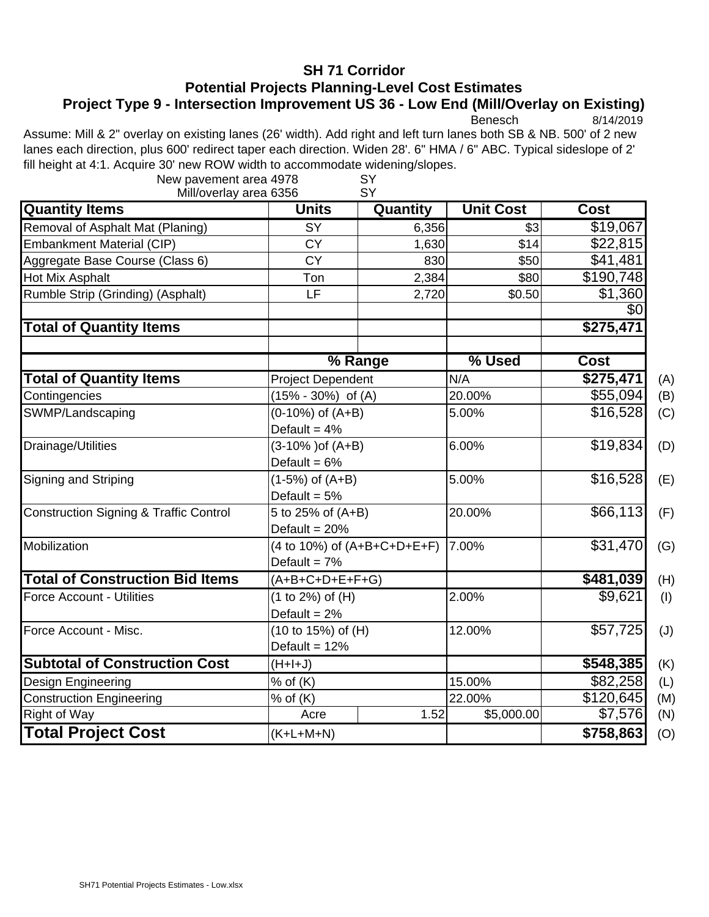# SH 71 Corridor

## Potential Projects Planning-Level Cost Estimates

### Project Type 9 - Intersection Improvement US 36 - Low End (Mill/Overlay on Existing)

Benesch 8/14/2019

Assume: Mill & 2" overlay on existing lanes (26' width). Add right and left turn lanes both SB & NB. 500' of 2 new lanes each direction, plus 600' redirect taper each direction. Widen 28'. 6" HMA / 6" ABC. Typical sideslope of 2' fill height at 4:1. Acquire 30' new ROW width to accommodate widening/slopes.

New pavement area 4978 SY
Mill/overlay area 6356 SY

| Quantity Items | Units | Quantity | Unit Cost | Cost | |
|---|---|---|---|---|---|
| Removal of Asphalt Mat (Planing) | SY | 6,356 | $3 | $19,067 | |
| Embankment Material (CIP) | CY | 1,630 | $14 | $22,815 | |
| Aggregate Base Course (Class 6) | CY | 830 | $50 | $41,481 | |
| Hot Mix Asphalt | Ton | 2,384 | $80 | $190,748 | |
| Rumble Strip (Grinding) (Asphalt) | LF | 2,720 | $0.50 | $1,360 | |
| | | | | $0 | |
| **Total of Quantity Items** | | | | **$275,471** | |
| | | | | | |
| | **% Range** | | **% Used** | **Cost** | |
| **Total of Quantity Items** | Project Dependent | | N/A | **$275,471** | (A) |
| Contingencies | (15% - 30%) of (A) | | 20.00% | $55,094 | (B) |
| SWMP/Landscaping | (0-10%) of (A+B) Default = 4% | | 5.00% | $16,528 | (C) |
| Drainage/Utilities | (3-10% )of (A+B) Default = 6% | | 6.00% | $19,834 | (D) |
| Signing and Striping | (1-5%) of (A+B) Default = 5% | | 5.00% | $16,528 | (E) |
| Construction Signing & Traffic Control | 5 to 25% of (A+B) Default = 20% | | 20.00% | $66,113 | (F) |
| Mobilization | (4 to 10%) of (A+B+C+D+E+F) Default = 7% | | 7.00% | $31,470 | (G) |
| **Total of Construction Bid Items** | (A+B+C+D+E+F+G) | | | **$481,039** | (H) |
| Force Account - Utilities | (1 to 2%) of (H) Default = 2% | | 2.00% | $9,621 | (I) |
| Force Account - Misc. | (10 to 15%) of (H) Default = 12% | | 12.00% | $57,725 | (J) |
| **Subtotal of Construction Cost** | (H+I+J) | | | **$548,385** | (K) |
| Design Engineering | % of (K) | | 15.00% | $82,258 | (L) |
| Construction Engineering | % of (K) | | 22.00% | $120,645 | (M) |
| Right of Way | Acre | 1.52 | $5,000.00 | $7,576 | (N) |
| **Total Project Cost** | (K+L+M+N) | | | **$758,863** | (O) |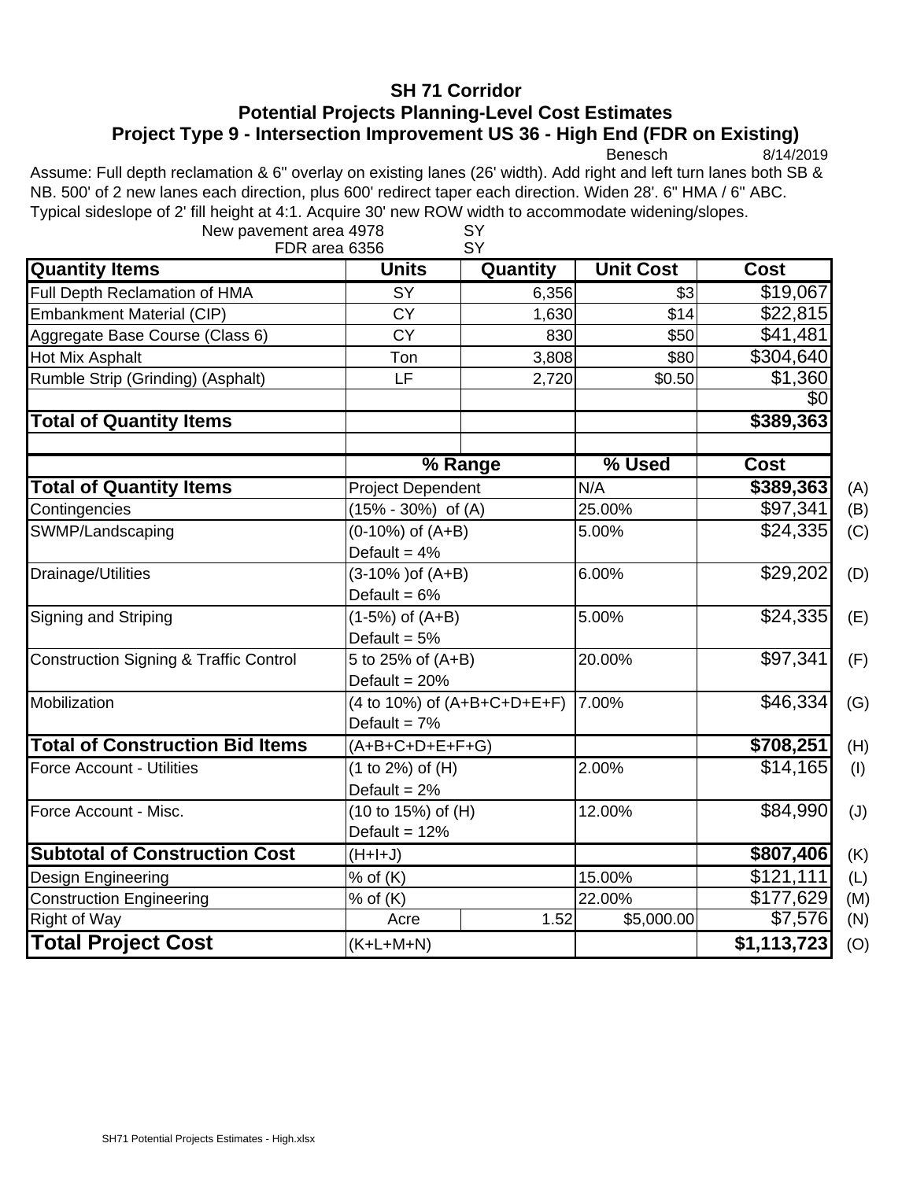# SH 71 Corridor
## Potential Projects Planning-Level Cost Estimates
### Project Type 9 - Intersection Improvement US 36 - High End (FDR on Existing)

Benesch 8/14/2019

Assume: Full depth reclamation & 6" overlay on existing lanes (26' width). Add right and left turn lanes both SB & NB. 500' of 2 new lanes each direction, plus 600' redirect taper each direction. Widen 28'. 6" HMA / 6" ABC. Typical sideslope of 2' fill height at 4:1. Acquire 30' new ROW width to accommodate widening/slopes.

New pavement area 4978 SY
FDR area 6356 SY

| Quantity Items | Units | Quantity | Unit Cost | Cost |
|---|---|---|---|---|
| Full Depth Reclamation of HMA | SY | 6,356 | $3 | $19,067 |
| Embankment Material (CIP) | CY | 1,630 | $14 | $22,815 |
| Aggregate Base Course (Class 6) | CY | 830 | $50 | $41,481 |
| Hot Mix Asphalt | Ton | 3,808 | $80 | $304,640 |
| Rumble Strip (Grinding) (Asphalt) | LF | 2,720 | $0.50 | $1,360 |
| | | | | $0 |
| **Total of Quantity Items** | | | | **$389,363** |

| | % Range | % Used | Cost | |
|---|---|---|---|---|
| **Total of Quantity Items** | Project Dependent | N/A | **$389,363** | (A) |
| Contingencies | (15% - 30%) of (A) | 25.00% | $97,341 | (B) |
| SWMP/Landscaping | (0-10%) of (A+B) Default = 4% | 5.00% | $24,335 | (C) |
| Drainage/Utilities | (3-10% )of (A+B) Default = 6% | 6.00% | $29,202 | (D) |
| Signing and Striping | (1-5%) of (A+B) Default = 5% | 5.00% | $24,335 | (E) |
| Construction Signing & Traffic Control | 5 to 25% of (A+B) Default = 20% | 20.00% | $97,341 | (F) |
| Mobilization | (4 to 10%) of (A+B+C+D+E+F) Default = 7% | 7.00% | $46,334 | (G) |
| **Total of Construction Bid Items** | (A+B+C+D+E+F+G) | | **$708,251** | (H) |
| Force Account - Utilities | (1 to 2%) of (H) Default = 2% | 2.00% | $14,165 | (I) |
| Force Account - Misc. | (10 to 15%) of (H) Default = 12% | 12.00% | $84,990 | (J) |
| **Subtotal of Construction Cost** | (H+I+J) | | **$807,406** | (K) |
| Design Engineering | % of (K) | 15.00% | $121,111 | (L) |
| Construction Engineering | % of (K) | 22.00% | $177,629 | (M) |
| Right of Way | Acre 1.52 | $5,000.00 | $7,576 | (N) |
| **Total Project Cost** | (K+L+M+N) | | **$1,113,723** | (O) |

SH71 Potential Projects Estimates - High.xlsx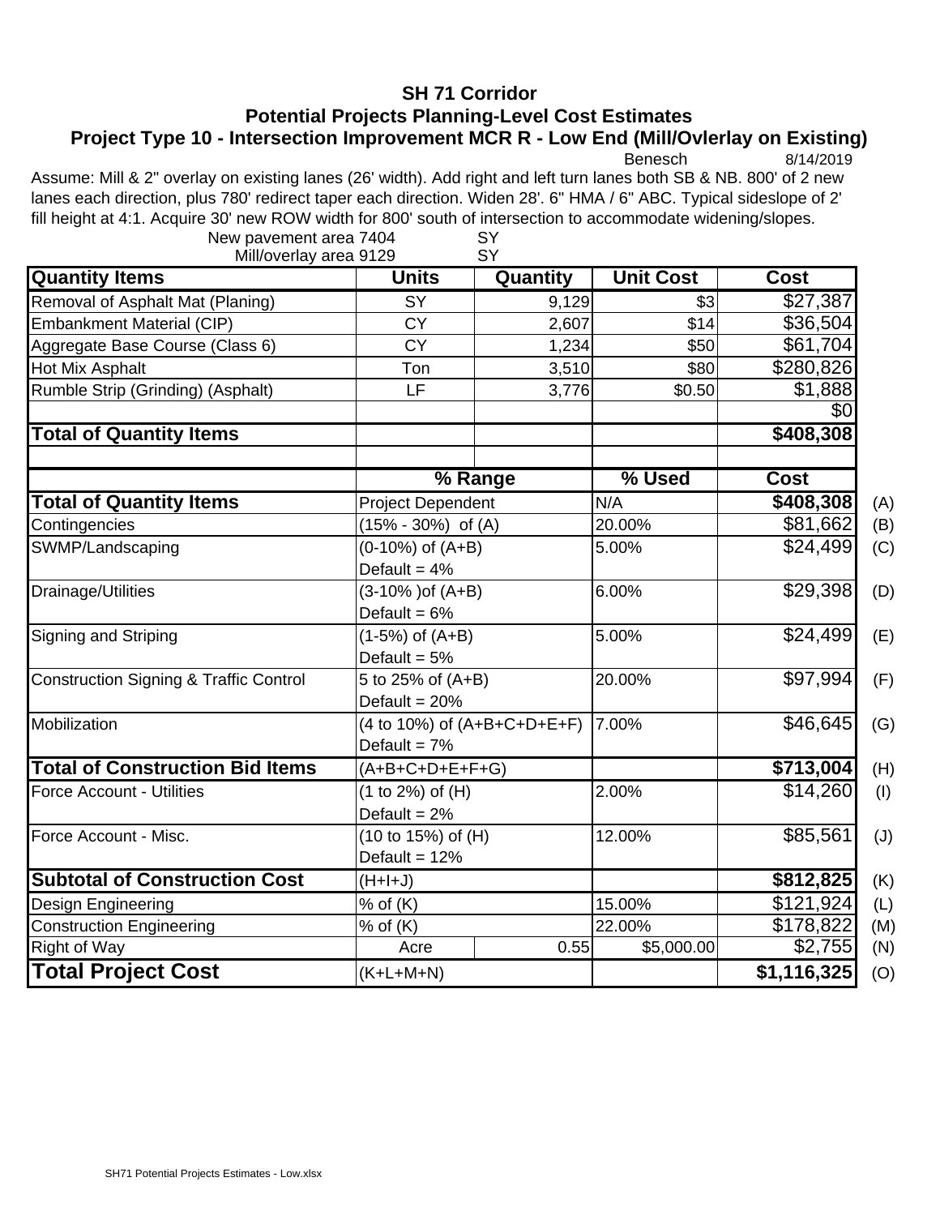# SH 71 Corridor

## Potential Projects Planning-Level Cost Estimates

### Project Type 10 - Intersection Improvement MCR R - Low End (Mill/Ovlerlay on Existing)

Benesch 8/14/2019

Assume: Mill & 2" overlay on existing lanes (26' width). Add right and left turn lanes both SB & NB. 800' of 2 new lanes each direction, plus 780' redirect taper each direction. Widen 28'. 6" HMA / 6" ABC. Typical sideslope of 2' fill height at 4:1. Acquire 30' new ROW width for 800' south of intersection to accommodate widening/slopes.

New pavement area 7404 SY
Mill/overlay area 9129 SY

| Quantity Items | Units | Quantity | Unit Cost | Cost |
|---|---|---|---|---|
| Removal of Asphalt Mat (Planing) | SY | 9,129 | $3 | $27,387 |
| Embankment Material (CIP) | CY | 2,607 | $14 | $36,504 |
| Aggregate Base Course (Class 6) | CY | 1,234 | $50 | $61,704 |
| Hot Mix Asphalt | Ton | 3,510 | $80 | $280,826 |
| Rumble Strip (Grinding) (Asphalt) | LF | 3,776 | $0.50 | $1,888 |
| | | | | $0 |
| **Total of Quantity Items** | | | | **$408,308** |

| | % Range | % Used | Cost | |
|---|---|---|---|---|
| **Total of Quantity Items** | Project Dependent | N/A | **$408,308** | (A) |
| Contingencies | (15% - 30%) of (A) | 20.00% | $81,662 | (B) |
| SWMP/Landscaping | (0-10%) of (A+B)<br>Default = 4% | 5.00% | $24,499 | (C) |
| Drainage/Utilities | (3-10% )of (A+B)<br>Default = 6% | 6.00% | $29,398 | (D) |
| Signing and Striping | (1-5%) of (A+B)<br>Default = 5% | 5.00% | $24,499 | (E) |
| Construction Signing & Traffic Control | 5 to 25% of (A+B)<br>Default = 20% | 20.00% | $97,994 | (F) |
| Mobilization | (4 to 10%) of (A+B+C+D+E+F)<br>Default = 7% | 7.00% | $46,645 | (G) |
| **Total of Construction Bid Items** | (A+B+C+D+E+F+G) | | **$713,004** | (H) |
| Force Account - Utilities | (1 to 2%) of (H)<br>Default = 2% | 2.00% | $14,260 | (I) |
| Force Account - Misc. | (10 to 15%) of (H)<br>Default = 12% | 12.00% | $85,561 | (J) |
| **Subtotal of Construction Cost** | (H+I+J) | | **$812,825** | (K) |
| Design Engineering | % of (K) | 15.00% | $121,924 | (L) |
| Construction Engineering | % of (K) | 22.00% | $178,822 | (M) |
| Right of Way | Acre 0.55 | $5,000.00 | $2,755 | (N) |
| **Total Project Cost** | (K+L+M+N) | | **$1,116,325** | (O) |

SH71 Potential Projects Estimates - Low.xlsx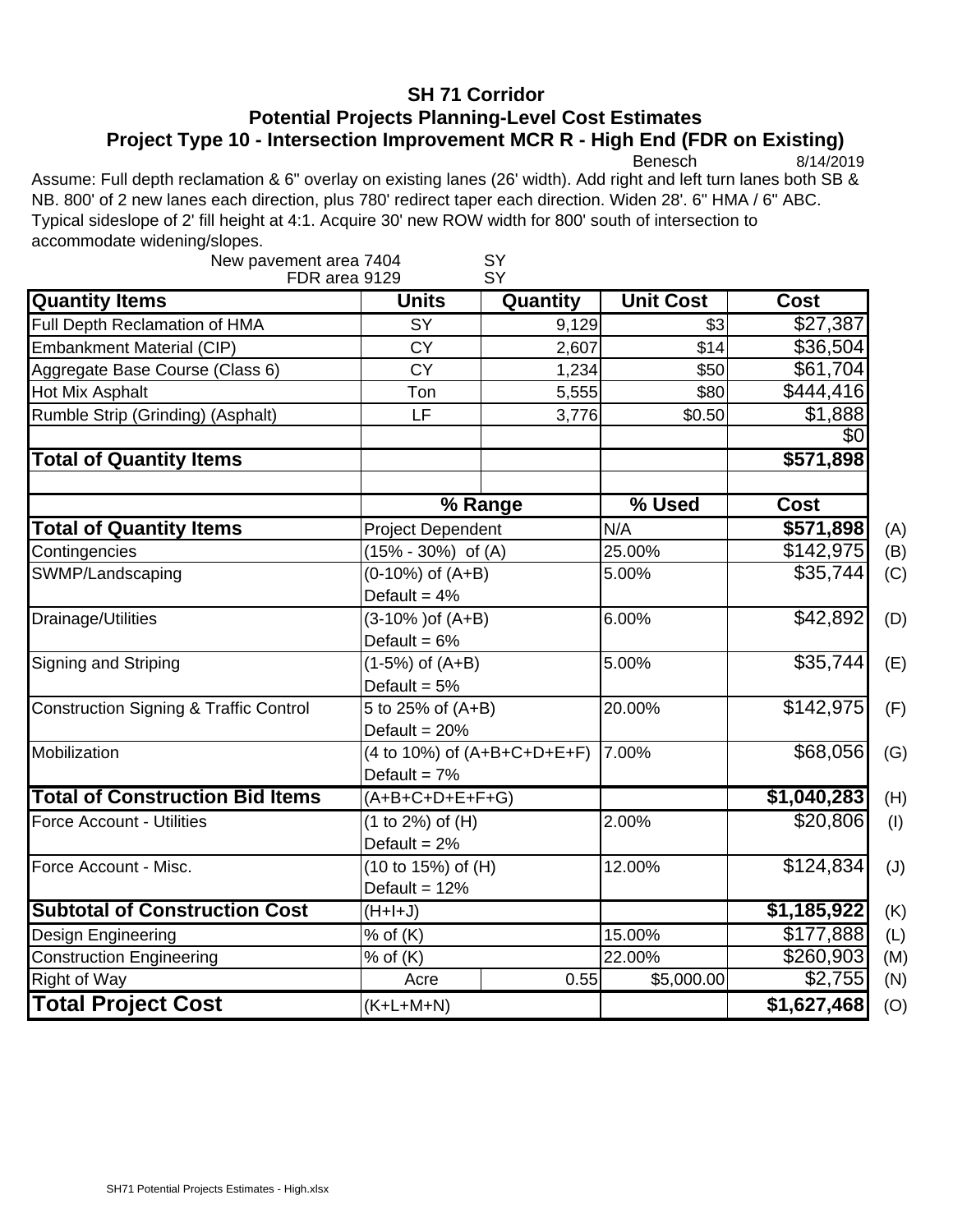# SH 71 Corridor

## Potential Projects Planning-Level Cost Estimates

## Project Type 10 - Intersection Improvement MCR R - High End (FDR on Existing)

Benesch 8/14/2019

Assume: Full depth reclamation & 6" overlay on existing lanes (26' width). Add right and left turn lanes both SB & NB. 800' of 2 new lanes each direction, plus 780' redirect taper each direction. Widen 28'. 6" HMA / 6" ABC. Typical sideslope of 2' fill height at 4:1. Acquire 30' new ROW width for 800' south of intersection to accommodate widening/slopes.

New pavement area 7404 SY
FDR area 9129 SY

| Quantity Items | Units | Quantity | Unit Cost | Cost | |
|---|---|---|---|---|---|
| Full Depth Reclamation of HMA | SY | 9,129 | $3 | $27,387 | |
| Embankment Material (CIP) | CY | 2,607 | $14 | $36,504 | |
| Aggregate Base Course (Class 6) | CY | 1,234 | $50 | $61,704 | |
| Hot Mix Asphalt | Ton | 5,555 | $80 | $444,416 | |
| Rumble Strip (Grinding) (Asphalt) | LF | 3,776 | $0.50 | $1,888 | |
| | | | | $0 | |
| **Total of Quantity Items** | | | | **$571,898** | |
| | | | | | |
| | **% Range** | | **% Used** | **Cost** | |
| **Total of Quantity Items** | Project Dependent | | N/A | **$571,898** | (A) |
| Contingencies | (15% - 30%) of (A) | | 25.00% | $142,975 | (B) |
| SWMP/Landscaping | (0-10%) of (A+B) Default = 4% | | 5.00% | $35,744 | (C) |
| Drainage/Utilities | (3-10% )of (A+B) Default = 6% | | 6.00% | $42,892 | (D) |
| Signing and Striping | (1-5%) of (A+B) Default = 5% | | 5.00% | $35,744 | (E) |
| Construction Signing & Traffic Control | 5 to 25% of (A+B) Default = 20% | | 20.00% | $142,975 | (F) |
| Mobilization | (4 to 10%) of (A+B+C+D+E+F) Default = 7% | | 7.00% | $68,056 | (G) |
| **Total of Construction Bid Items** | (A+B+C+D+E+F+G) | | | **$1,040,283** | (H) |
| Force Account - Utilities | (1 to 2%) of (H) Default = 2% | | 2.00% | $20,806 | (I) |
| Force Account - Misc. | (10 to 15%) of (H) Default = 12% | | 12.00% | $124,834 | (J) |
| **Subtotal of Construction Cost** | (H+I+J) | | | **$1,185,922** | (K) |
| Design Engineering | % of (K) | | 15.00% | $177,888 | (L) |
| Construction Engineering | % of (K) | | 22.00% | $260,903 | (M) |
| Right of Way | Acre | 0.55 | $5,000.00 | $2,755 | (N) |
| **Total Project Cost** | (K+L+M+N) | | | **$1,627,468** | (O) |

SH71 Potential Projects Estimates - High.xlsx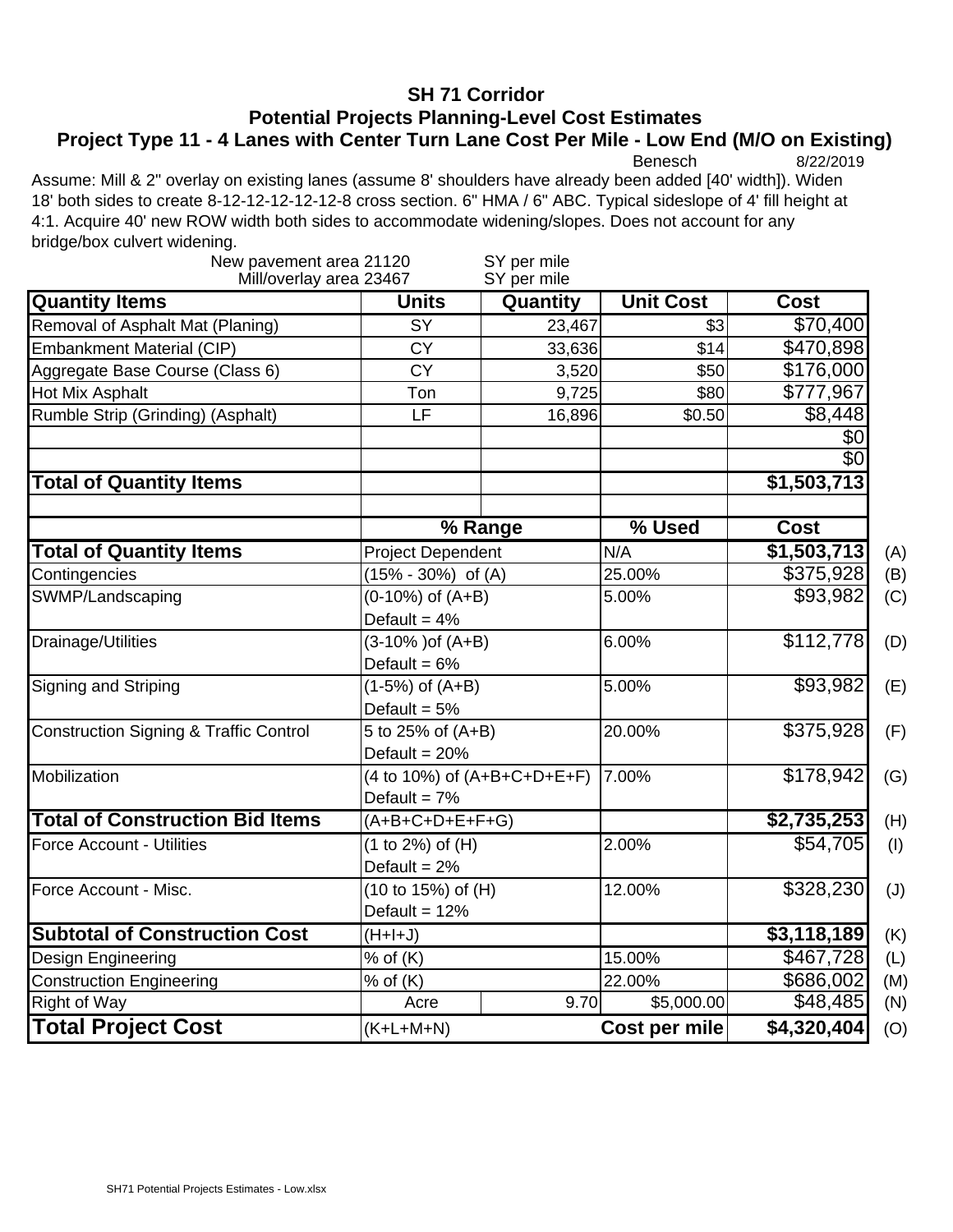# SH 71 Corridor

## Potential Projects Planning-Level Cost Estimates

### Project Type 11 - 4 Lanes with Center Turn Lane Cost Per Mile - Low End (M/O on Existing)

Benesch 8/22/2019

Assume: Mill & 2" overlay on existing lanes (assume 8' shoulders have already been added [40' width]). Widen 18' both sides to create 8-12-12-12-12-12-8 cross section. 6" HMA / 6" ABC. Typical sideslope of 4' fill height at 4:1. Acquire 40' new ROW width both sides to accommodate widening/slopes. Does not account for any bridge/box culvert widening.

New pavement area 21120 SY per mile
Mill/overlay area 23467 SY per mile

| Quantity Items | Units | Quantity | Unit Cost | Cost |
|---|---|---|---|---|
| Removal of Asphalt Mat (Planing) | SY | 23,467 | $3 | $70,400 |
| Embankment Material (CIP) | CY | 33,636 | $14 | $470,898 |
| Aggregate Base Course (Class 6) | CY | 3,520 | $50 | $176,000 |
| Hot Mix Asphalt | Ton | 9,725 | $80 | $777,967 |
| Rumble Strip (Grinding) (Asphalt) | LF | 16,896 | $0.50 | $8,448 |
| | | | | $0 |
| | | | | $0 |
| **Total of Quantity Items** | | | | **$1,503,713** |

| | % Range | | % Used | Cost | |
|---|---|---|---|---|---|
| **Total of Quantity Items** | Project Dependent | | N/A | **$1,503,713** | (A) |
| Contingencies | (15% - 30%) of (A) | | 25.00% | $375,928 | (B) |
| SWMP/Landscaping | (0-10%) of (A+B) Default = 4% | | 5.00% | $93,982 | (C) |
| Drainage/Utilities | (3-10% )of (A+B) Default = 6% | | 6.00% | $112,778 | (D) |
| Signing and Striping | (1-5%) of (A+B) Default = 5% | | 5.00% | $93,982 | (E) |
| Construction Signing & Traffic Control | 5 to 25% of (A+B) Default = 20% | | 20.00% | $375,928 | (F) |
| Mobilization | (4 to 10%) of (A+B+C+D+E+F) Default = 7% | | 7.00% | $178,942 | (G) |
| **Total of Construction Bid Items** | (A+B+C+D+E+F+G) | | | **$2,735,253** | (H) |
| Force Account - Utilities | (1 to 2%) of (H) Default = 2% | | 2.00% | $54,705 | (I) |
| Force Account - Misc. | (10 to 15%) of (H) Default = 12% | | 12.00% | $328,230 | (J) |
| **Subtotal of Construction Cost** | (H+I+J) | | | **$3,118,189** | (K) |
| Design Engineering | % of (K) | | 15.00% | $467,728 | (L) |
| Construction Engineering | % of (K) | | 22.00% | $686,002 | (M) |
| Right of Way | Acre | 9.70 | $5,000.00 | $48,485 | (N) |
| **Total Project Cost** | (K+L+M+N) | | **Cost per mile** | **$4,320,404** | (O) |

SH71 Potential Projects Estimates - Low.xlsx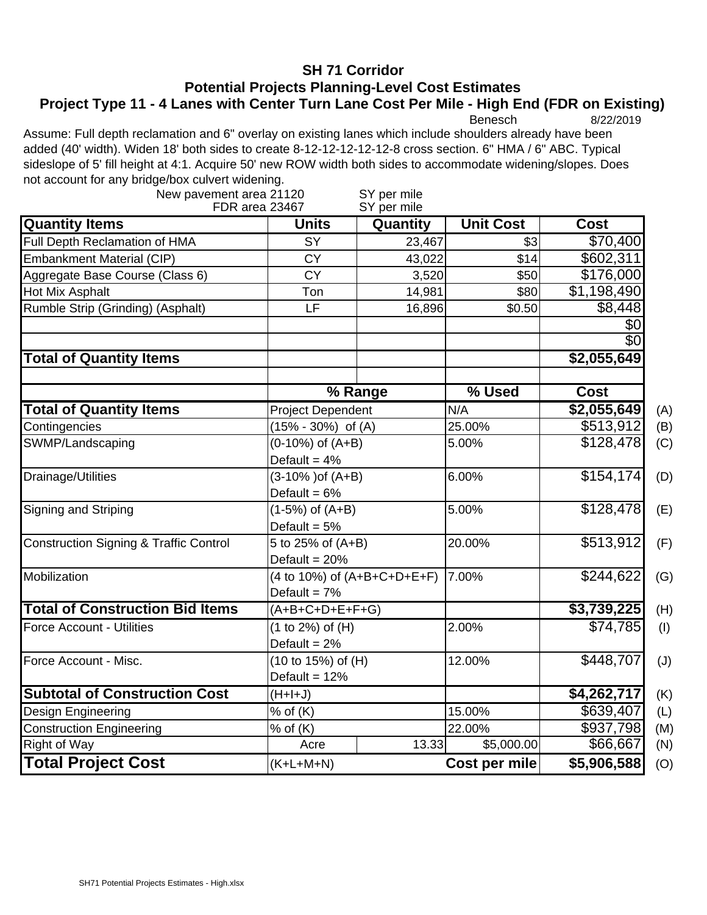# SH 71 Corridor
## Potential Projects Planning-Level Cost Estimates
### Project Type 11 - 4 Lanes with Center Turn Lane Cost Per Mile - High End (FDR on Existing)

Benesch 8/22/2019

Assume: Full depth reclamation and 6" overlay on existing lanes which include shoulders already have been added (40' width). Widen 18' both sides to create 8-12-12-12-12-12-8 cross section. 6" HMA / 6" ABC. Typical sideslope of 5' fill height at 4:1. Acquire 50' new ROW width both sides to accommodate widening/slopes. Does not account for any bridge/box culvert widening.

New pavement area 21120 SY per mile
FDR area 23467 SY per mile

| Quantity Items | Units | Quantity | Unit Cost | Cost |
|---|---|---|---|---|
| Full Depth Reclamation of HMA | SY | 23,467 | $3 | $70,400 |
| Embankment Material (CIP) | CY | 43,022 | $14 | $602,311 |
| Aggregate Base Course (Class 6) | CY | 3,520 | $50 | $176,000 |
| Hot Mix Asphalt | Ton | 14,981 | $80 | $1,198,490 |
| Rumble Strip (Grinding) (Asphalt) | LF | 16,896 | $0.50 | $8,448 |
| | | | | $0 |
| | | | | $0 |
| **Total of Quantity Items** | | | | **$2,055,649** |

| | % Range | | % Used | Cost | |
|---|---|---|---|---|---|
| **Total of Quantity Items** | Project Dependent | | N/A | **$2,055,649** | (A) |
| Contingencies | (15% - 30%) of (A) | | 25.00% | $513,912 | (B) |
| SWMP/Landscaping | (0-10%) of (A+B) Default = 4% | | 5.00% | $128,478 | (C) |
| Drainage/Utilities | (3-10% )of (A+B) Default = 6% | | 6.00% | $154,174 | (D) |
| Signing and Striping | (1-5%) of (A+B) Default = 5% | | 5.00% | $128,478 | (E) |
| Construction Signing & Traffic Control | 5 to 25% of (A+B) Default = 20% | | 20.00% | $513,912 | (F) |
| Mobilization | (4 to 10%) of (A+B+C+D+E+F) Default = 7% | | 7.00% | $244,622 | (G) |
| **Total of Construction Bid Items** | (A+B+C+D+E+F+G) | | | **$3,739,225** | (H) |
| Force Account - Utilities | (1 to 2%) of (H) Default = 2% | | 2.00% | $74,785 | (I) |
| Force Account - Misc. | (10 to 15%) of (H) Default = 12% | | 12.00% | $448,707 | (J) |
| **Subtotal of Construction Cost** | (H+I+J) | | | **$4,262,717** | (K) |
| Design Engineering | % of (K) | | 15.00% | $639,407 | (L) |
| Construction Engineering | % of (K) | | 22.00% | $937,798 | (M) |
| Right of Way | Acre | 13.33 | $5,000.00 | $66,667 | (N) |
| **Total Project Cost** | (K+L+M+N) | | **Cost per mile** | **$5,906,588** | (O) |

SH71 Potential Projects Estimates - High.xlsx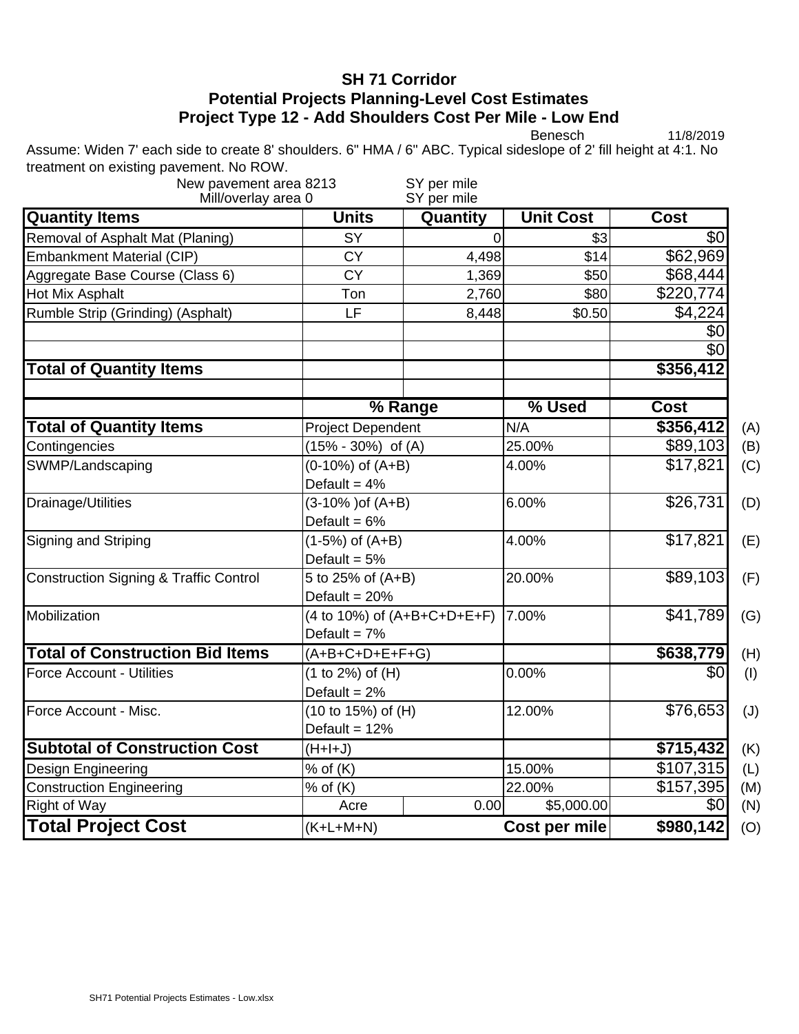# SH 71 Corridor
## Potential Projects Planning-Level Cost Estimates
## Project Type 12 - Add Shoulders Cost Per Mile - Low End

Benesch 11/8/2019

Assume: Widen 7' each side to create 8' shoulders. 6" HMA / 6" ABC. Typical sideslope of 2' fill height at 4:1. No treatment on existing pavement. No ROW.

New pavement area 8213 SY per mile
Mill/overlay area 0 SY per mile

| Quantity Items | Units | Quantity | Unit Cost | Cost |
|---|---|---|---|---|
| Removal of Asphalt Mat (Planing) | SY | 0 | $3 | $0 |
| Embankment Material (CIP) | CY | 4,498 | $14 | $62,969 |
| Aggregate Base Course (Class 6) | CY | 1,369 | $50 | $68,444 |
| Hot Mix Asphalt | Ton | 2,760 | $80 | $220,774 |
| Rumble Strip (Grinding) (Asphalt) | LF | 8,448 | $0.50 | $4,224 |
| | | | | $0 |
| | | | | $0 |
| **Total of Quantity Items** | | | | **$356,412** |

| | % Range | | % Used | Cost | |
|---|---|---|---|---|---|
| **Total of Quantity Items** | Project Dependent | | N/A | **$356,412** | (A) |
| Contingencies | (15% - 30%) of (A) | | 25.00% | $89,103 | (B) |
| SWMP/Landscaping | (0-10%) of (A+B) Default = 4% | | 4.00% | $17,821 | (C) |
| Drainage/Utilities | (3-10% )of (A+B) Default = 6% | | 6.00% | $26,731 | (D) |
| Signing and Striping | (1-5%) of (A+B) Default = 5% | | 4.00% | $17,821 | (E) |
| Construction Signing & Traffic Control | 5 to 25% of (A+B) Default = 20% | | 20.00% | $89,103 | (F) |
| Mobilization | (4 to 10%) of (A+B+C+D+E+F) Default = 7% | | 7.00% | $41,789 | (G) |
| **Total of Construction Bid Items** | (A+B+C+D+E+F+G) | | | **$638,779** | (H) |
| Force Account - Utilities | (1 to 2%) of (H) Default = 2% | | 0.00% | $0 | (I) |
| Force Account - Misc. | (10 to 15%) of (H) Default = 12% | | 12.00% | $76,653 | (J) |
| **Subtotal of Construction Cost** | (H+I+J) | | | **$715,432** | (K) |
| Design Engineering | % of (K) | | 15.00% | $107,315 | (L) |
| Construction Engineering | % of (K) | | 22.00% | $157,395 | (M) |
| Right of Way | Acre | 0.00 | $5,000.00 | $0 | (N) |
| **Total Project Cost** | (K+L+M+N) | | **Cost per mile** | **$980,142** | (O) |

SH71 Potential Projects Estimates - Low.xlsx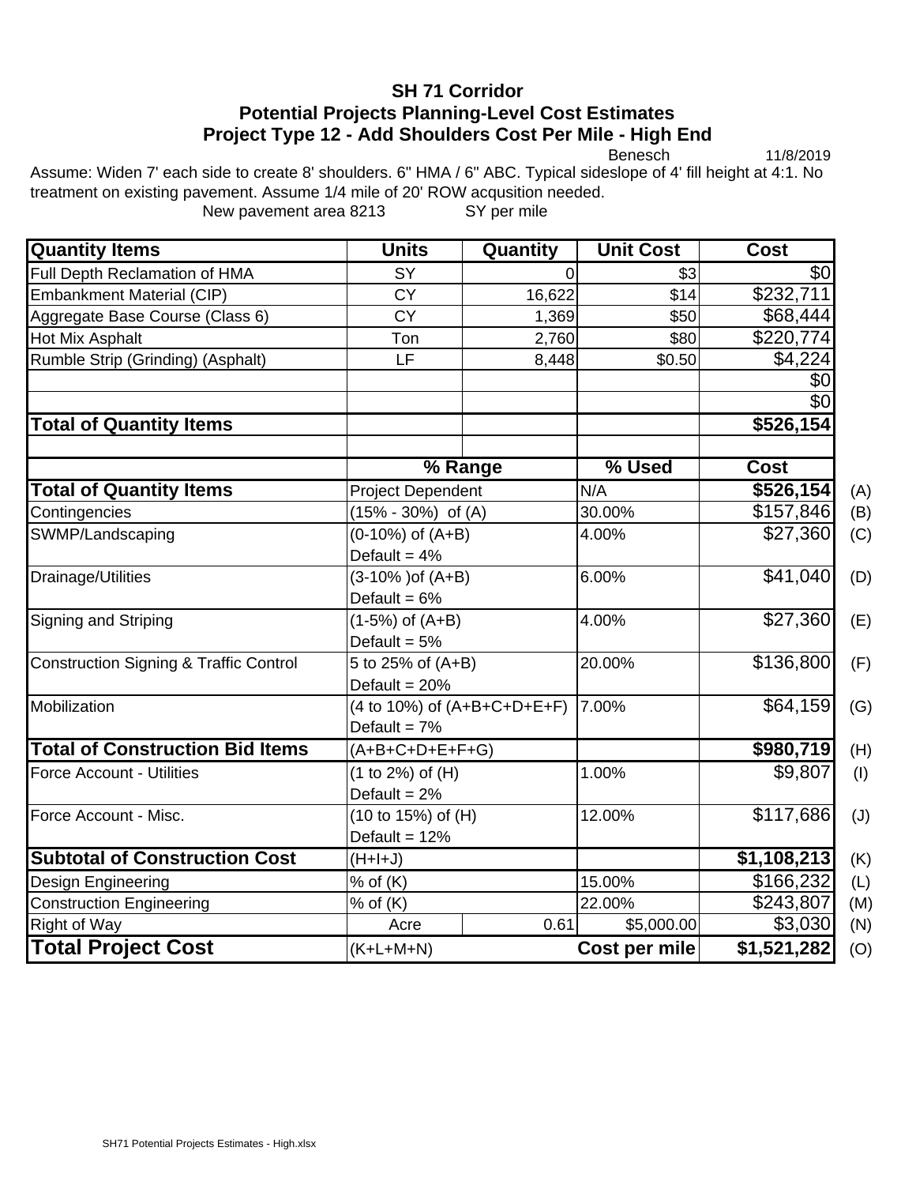# SH 71 Corridor
## Potential Projects Planning-Level Cost Estimates
## Project Type 12 - Add Shoulders Cost Per Mile - High End

Benesch 11/8/2019

Assume: Widen 7' each side to create 8' shoulders. 6" HMA / 6" ABC. Typical sideslope of 4' fill height at 4:1. No treatment on existing pavement. Assume 1/4 mile of 20' ROW acqusition needed.

New pavement area 8213 SY per mile

| Quantity Items | Units | Quantity | Unit Cost | Cost | |
|---|---|---|---|---|---|
| Full Depth Reclamation of HMA | SY | 0 | $3 | $0 | |
| Embankment Material (CIP) | CY | 16,622 | $14 | $232,711 | |
| Aggregate Base Course (Class 6) | CY | 1,369 | $50 | $68,444 | |
| Hot Mix Asphalt | Ton | 2,760 | $80 | $220,774 | |
| Rumble Strip (Grinding) (Asphalt) | LF | 8,448 | $0.50 | $4,224 | |
| | | | | $0 | |
| | | | | $0 | |
| **Total of Quantity Items** | | | | **$526,154** | |
| | | | | | |
| | **% Range** | | **% Used** | **Cost** | |
| **Total of Quantity Items** | Project Dependent | | N/A | **$526,154** | (A) |
| Contingencies | (15% - 30%) of (A) | | 30.00% | $157,846 | (B) |
| SWMP/Landscaping | (0-10%) of (A+B) Default = 4% | | 4.00% | $27,360 | (C) |
| Drainage/Utilities | (3-10% )of (A+B) Default = 6% | | 6.00% | $41,040 | (D) |
| Signing and Striping | (1-5%) of (A+B) Default = 5% | | 4.00% | $27,360 | (E) |
| Construction Signing & Traffic Control | 5 to 25% of (A+B) Default = 20% | | 20.00% | $136,800 | (F) |
| Mobilization | (4 to 10%) of (A+B+C+D+E+F) Default = 7% | | 7.00% | $64,159 | (G) |
| **Total of Construction Bid Items** | (A+B+C+D+E+F+G) | | | **$980,719** | (H) |
| Force Account - Utilities | (1 to 2%) of (H) Default = 2% | | 1.00% | $9,807 | (I) |
| Force Account - Misc. | (10 to 15%) of (H) Default = 12% | | 12.00% | $117,686 | (J) |
| **Subtotal of Construction Cost** | (H+I+J) | | | **$1,108,213** | (K) |
| Design Engineering | % of (K) | | 15.00% | $166,232 | (L) |
| Construction Engineering | % of (K) | | 22.00% | $243,807 | (M) |
| Right of Way | Acre | 0.61 | $5,000.00 | $3,030 | (N) |
| **Total Project Cost** | (K+L+M+N) | | **Cost per mile** | **$1,521,282** | (O) |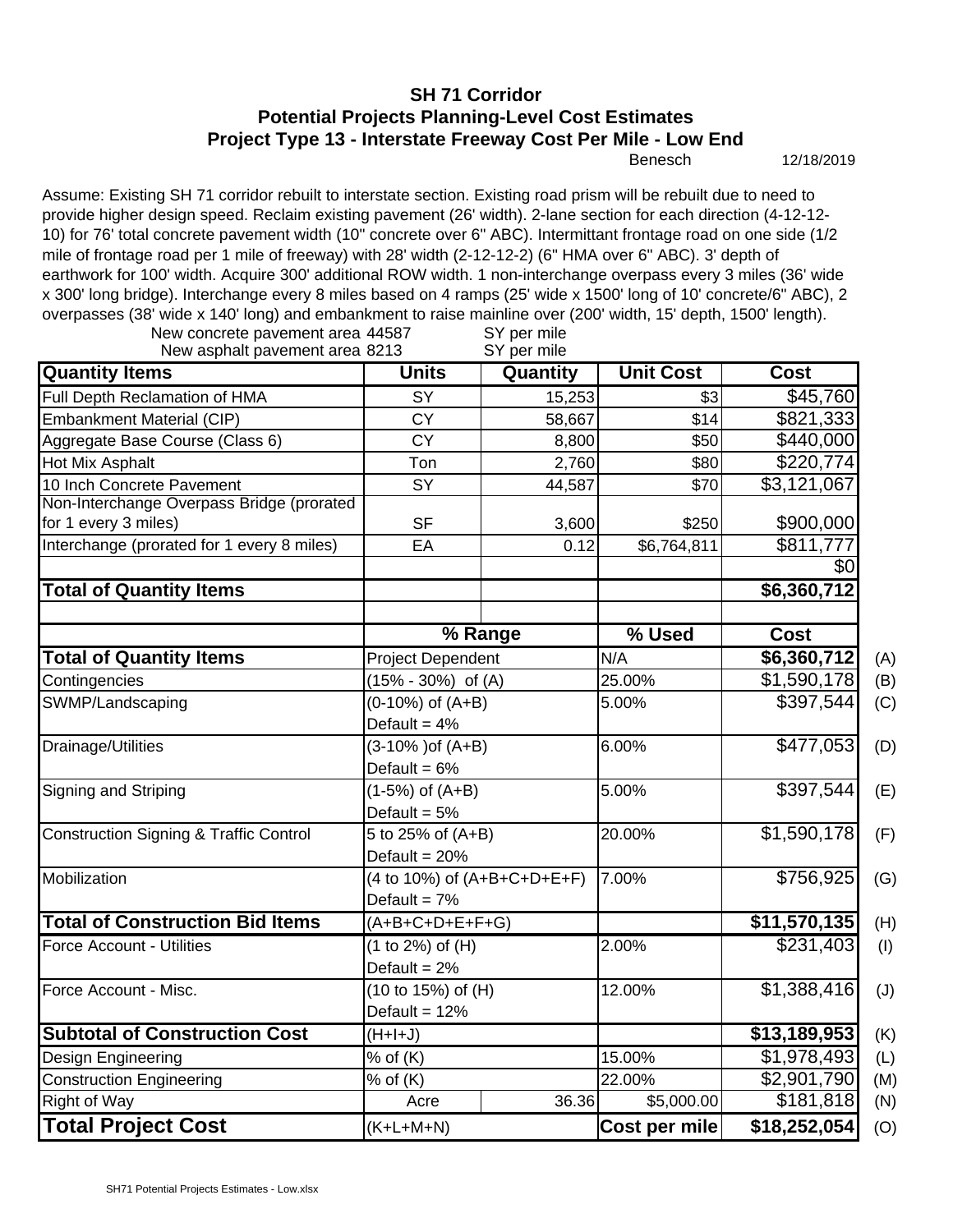# SH 71 Corridor
## Potential Projects Planning-Level Cost Estimates
### Project Type 13 - Interstate Freeway Cost Per Mile - Low End

Benesch 12/18/2019

Assume: Existing SH 71 corridor rebuilt to interstate section. Existing road prism will be rebuilt due to need to provide higher design speed. Reclaim existing pavement (26' width). 2-lane section for each direction (4-12-12-10) for 76' total concrete pavement width (10" concrete over 6" ABC). Intermittant frontage road on one side (1/2 mile of frontage road per 1 mile of freeway) with 28' width (2-12-12-2) (6" HMA over 6" ABC). 3' depth of earthwork for 100' width. Acquire 300' additional ROW width. 1 non-interchange overpass every 3 miles (36' wide x 300' long bridge). Interchange every 8 miles based on 4 ramps (25' wide x 1500' long of 10' concrete/6" ABC), 2 overpasses (38' wide x 140' long) and embankment to raise mainline over (200' width, 15' depth, 1500' length).

New concrete pavement area 44587 SY per mile
New asphalt pavement area 8213 SY per mile

| Quantity Items | Units | Quantity | Unit Cost | Cost | |
|---|---|---|---|---|---|
| Full Depth Reclamation of HMA | SY | 15,253 | $3 | $45,760 | |
| Embankment Material (CIP) | CY | 58,667 | $14 | $821,333 | |
| Aggregate Base Course (Class 6) | CY | 8,800 | $50 | $440,000 | |
| Hot Mix Asphalt | Ton | 2,760 | $80 | $220,774 | |
| 10 Inch Concrete Pavement | SY | 44,587 | $70 | $3,121,067 | |
| Non-Interchange Overpass Bridge (prorated for 1 every 3 miles) | SF | 3,600 | $250 | $900,000 | |
| Interchange (prorated for 1 every 8 miles) | EA | 0.12 | $6,764,811 | $811,777 | |
| | | | | $0 | |
| **Total of Quantity Items** | | | | **$6,360,712** | |
| | | | | | |
| | **% Range** | | **% Used** | **Cost** | |
| **Total of Quantity Items** | Project Dependent | | N/A | **$6,360,712** | (A) |
| Contingencies | (15% - 30%) of (A) | | 25.00% | $1,590,178 | (B) |
| SWMP/Landscaping | (0-10%) of (A+B) Default = 4% | | 5.00% | $397,544 | (C) |
| Drainage/Utilities | (3-10% )of (A+B) Default = 6% | | 6.00% | $477,053 | (D) |
| Signing and Striping | (1-5%) of (A+B) Default = 5% | | 5.00% | $397,544 | (E) |
| Construction Signing & Traffic Control | 5 to 25% of (A+B) Default = 20% | | 20.00% | $1,590,178 | (F) |
| Mobilization | (4 to 10%) of (A+B+C+D+E+F) Default = 7% | | 7.00% | $756,925 | (G) |
| **Total of Construction Bid Items** | (A+B+C+D+E+F+G) | | | **$11,570,135** | (H) |
| Force Account - Utilities | (1 to 2%) of (H) Default = 2% | | 2.00% | $231,403 | (I) |
| Force Account - Misc. | (10 to 15%) of (H) Default = 12% | | 12.00% | $1,388,416 | (J) |
| **Subtotal of Construction Cost** | (H+I+J) | | | **$13,189,953** | (K) |
| Design Engineering | % of (K) | | 15.00% | $1,978,493 | (L) |
| Construction Engineering | % of (K) | | 22.00% | $2,901,790 | (M) |
| Right of Way | Acre | 36.36 | $5,000.00 | $181,818 | (N) |
| **Total Project Cost** | (K+L+M+N) | | **Cost per mile** | **$18,252,054** | (O) |

SH71 Potential Projects Estimates - Low.xlsx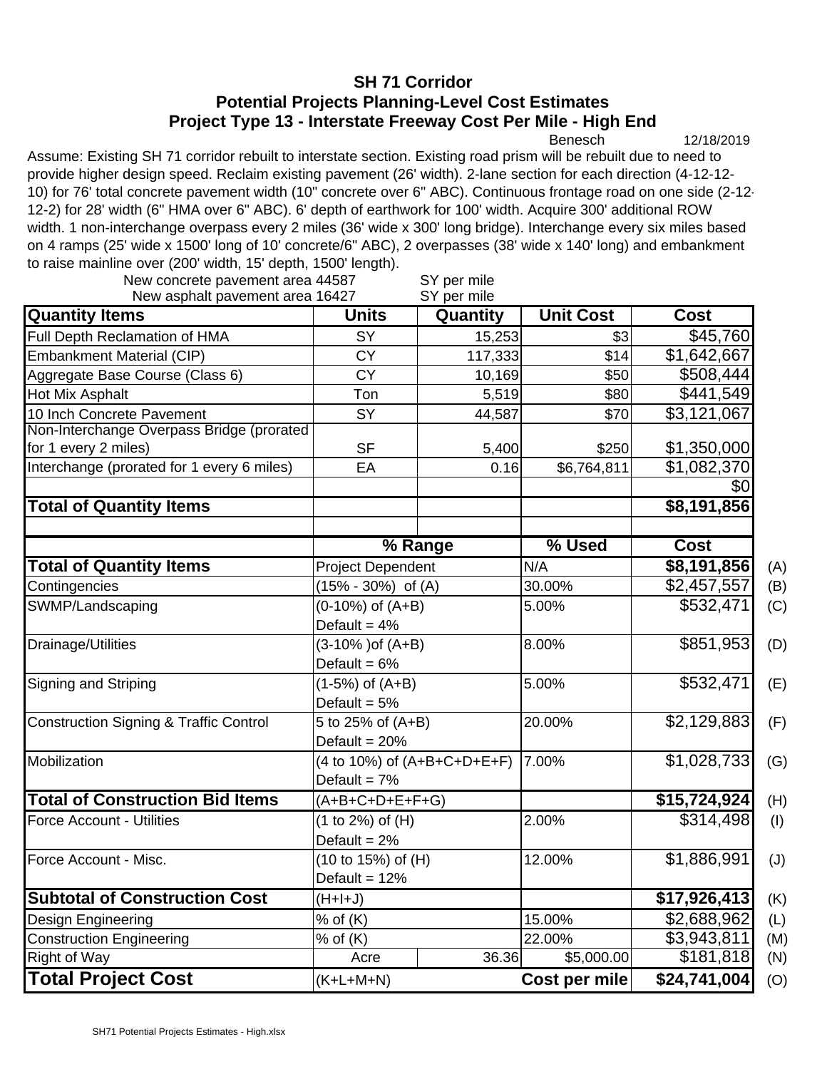# SH 71 Corridor
## Potential Projects Planning-Level Cost Estimates
## Project Type 13 - Interstate Freeway Cost Per Mile - High End

Benesch 12/18/2019

Assume: Existing SH 71 corridor rebuilt to interstate section. Existing road prism will be rebuilt due to need to provide higher design speed. Reclaim existing pavement (26' width). 2-lane section for each direction (4-12-12-10) for 76' total concrete pavement width (10" concrete over 6" ABC). Continuous frontage road on one side (2-12-12-2) for 28' width (6" HMA over 6" ABC). 6' depth of earthwork for 100' width. Acquire 300' additional ROW width. 1 non-interchange overpass every 2 miles (36' wide x 300' long bridge). Interchange every six miles based on 4 ramps (25' wide x 1500' long of 10' concrete/6" ABC), 2 overpasses (38' wide x 140' long) and embankment to raise mainline over (200' width, 15' depth, 1500' length).

New concrete pavement area 44587 SY per mile
New asphalt pavement area 16427 SY per mile

| Quantity Items | Units | Quantity | Unit Cost | Cost | |
|---|---|---|---|---|---|
| Full Depth Reclamation of HMA | SY | 15,253 | $3 | $45,760 | |
| Embankment Material (CIP) | CY | 117,333 | $14 | $1,642,667 | |
| Aggregate Base Course (Class 6) | CY | 10,169 | $50 | $508,444 | |
| Hot Mix Asphalt | Ton | 5,519 | $80 | $441,549 | |
| 10 Inch Concrete Pavement | SY | 44,587 | $70 | $3,121,067 | |
| Non-Interchange Overpass Bridge (prorated for 1 every 2 miles) | SF | 5,400 | $250 | $1,350,000 | |
| Interchange (prorated for 1 every 6 miles) | EA | 0.16 | $6,764,811 | $1,082,370 | |
| | | | | $0 | |
| **Total of Quantity Items** | | | | **$8,191,856** | |
| | | | | | |
| | **% Range** | | **% Used** | **Cost** | |
| **Total of Quantity Items** | Project Dependent | | N/A | **$8,191,856** | (A) |
| Contingencies | (15% - 30%) of (A) | | 30.00% | $2,457,557 | (B) |
| SWMP/Landscaping | (0-10%) of (A+B) Default = 4% | | 5.00% | $532,471 | (C) |
| Drainage/Utilities | (3-10% )of (A+B) Default = 6% | | 8.00% | $851,953 | (D) |
| Signing and Striping | (1-5%) of (A+B) Default = 5% | | 5.00% | $532,471 | (E) |
| Construction Signing & Traffic Control | 5 to 25% of (A+B) Default = 20% | | 20.00% | $2,129,883 | (F) |
| Mobilization | (4 to 10%) of (A+B+C+D+E+F) Default = 7% | | 7.00% | $1,028,733 | (G) |
| **Total of Construction Bid Items** | (A+B+C+D+E+F+G) | | | **$15,724,924** | (H) |
| Force Account - Utilities | (1 to 2%) of (H) Default = 2% | | 2.00% | $314,498 | (I) |
| Force Account - Misc. | (10 to 15%) of (H) Default = 12% | | 12.00% | $1,886,991 | (J) |
| **Subtotal of Construction Cost** | (H+I+J) | | | **$17,926,413** | (K) |
| Design Engineering | % of (K) | | 15.00% | $2,688,962 | (L) |
| Construction Engineering | % of (K) | | 22.00% | $3,943,811 | (M) |
| Right of Way | Acre | 36.36 | $5,000.00 | $181,818 | (N) |
| **Total Project Cost** | (K+L+M+N) | | **Cost per mile** | **$24,741,004** | (O) |

SH71 Potential Projects Estimates - High.xlsx